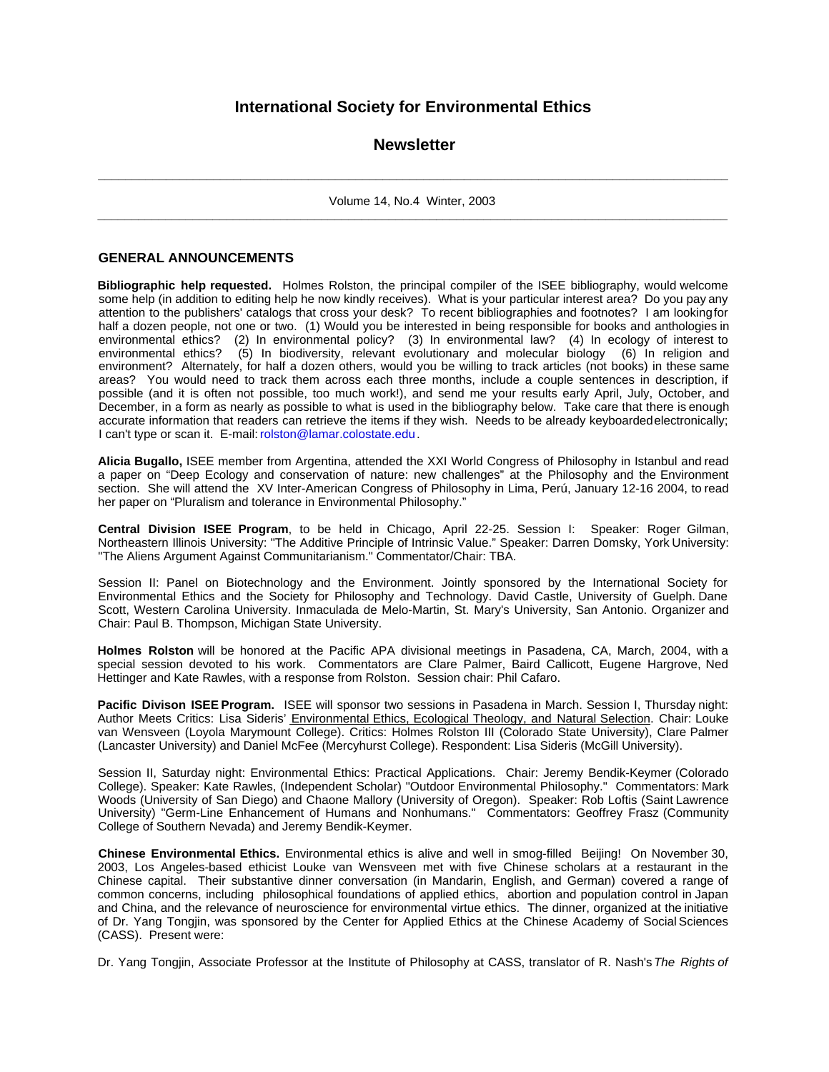# International Society for Environmental Ethics

## Newsletter

Volume 14, No.4 Winter, 2003

## GENERAL ANNOUNCEMENTS

**Bibliographic help requested.** Holmes Rolston, the principal compiler of the ISEE bibliography, would welcome some help (in addition to editing help he now kindly receives). What is your particular interest area? Do you pay any attention to the publishers' catalogs that cross your desk? To recent bibliographies and footnotes? I am looking for half a dozen people, not one or two. (1) Would you be interested in being responsible for books and anthologies in environmental ethics? (2) In environmental policy? (3) In environmental law? (4) In ecology of interest to environmental ethics? (5) In biodiversity, relevant evolutionary and molecular biology (6) In religion and environment? Alternately, for half a dozen others, would you be willing to track articles (not books) in these same areas? You would need to track them across each three months, include a couple sentences in description, if possible (and it is often not possible, too much work!), and send me your results early April, July, October, and December, in a form as nearly as possible to what is used in the bibliography below. Take care that there is enough accurate information that readers can retrieve the items if they wish. Needs to be already keyboarded electronically; I can't type or scan it. E-mail: rolston@lamar.colostate.edu.

**Alicia Bugallo,** ISEE member from Argentina, attended the XXI World Congress of Philosophy in Istanbul and read a paper on "Deep Ecology and conservation of nature: new challenges" at the Philosophy and the Environment section. She will attend the XV Inter-American Congress of Philosophy in Lima, Perú, January 12-16 2004, to read her paper on "Pluralism and tolerance in Environmental Philosophy."

**Central Division ISEE Program**, to be held in Chicago, April 22-25. Session I: Speaker: Roger Gilman, Northeastern Illinois University: "The Additive Principle of Intrinsic Value." Speaker: Darren Domsky, York University: "The Aliens Argument Against Communitarianism." Commentator/Chair: TBA.

Session II: Panel on Biotechnology and the Environment. Jointly sponsored by the International Society for Environmental Ethics and the Society for Philosophy and Technology. David Castle, University of Guelph. Dane Scott, Western Carolina University. Inmaculada de Melo-Martin, St. Mary's University, San Antonio. Organizer and Chair: Paul B. Thompson, Michigan State University.

**Holmes Rolston** will be honored at the Pacific APA divisional meetings in Pasadena, CA, March, 2004, with a special session devoted to his work. Commentators are Clare Palmer, Baird Callicott, Eugene Hargrove, Ned Hettinger and Kate Rawles, with a response from Rolston. Session chair: Phil Cafaro.

**Pacific Divison ISEE Program.** ISEE will sponsor two sessions in Pasadena in March. Session I, Thursday night: Author Meets Critics: Lisa Sideris' Environmental Ethics, Ecological Theology, and Natural Selection. Chair: Louke van Wensveen (Loyola Marymount College). Critics: Holmes Rolston III (Colorado State University), Clare Palmer (Lancaster University) and Daniel McFee (Mercyhurst College). Respondent: Lisa Sideris (McGill University).

Session II, Saturday night: Environmental Ethics: Practical Applications. Chair: Jeremy Bendik-Keymer (Colorado College). Speaker: Kate Rawles, (Independent Scholar) "Outdoor Environmental Philosophy." Commentators: Mark Woods (University of San Diego) and Chaone Mallory (University of Oregon). Speaker: Rob Loftis (Saint Lawrence University) "Germ-Line Enhancement of Humans and Nonhumans." Commentators: Geoffrey Frasz (Community College of Southern Nevada) and Jeremy Bendik-Keymer.

**Chinese Environmental Ethics.** Environmental ethics is alive and well in smog-filled Beijing! On November 30, 2003, Los Angeles-based ethicist Louke van Wensveen met with five Chinese scholars at a restaurant in the Chinese capital. Their substantive dinner conversation (in Mandarin, English, and German) covered a range of common concerns, including philosophical foundations of applied ethics, abortion and population control in Japan and China, and the relevance of neuroscience for environmental virtue ethics. The dinner, organized at the initiative of Dr. Yang Tongjin, was sponsored by the Center for Applied Ethics at the Chinese Academy of Social Sciences (CASS). Present were:

Dr. Yang Tongjin, Associate Professor at the Institute of Philosophy at CASS, translator of R. Nash's *The Rights of*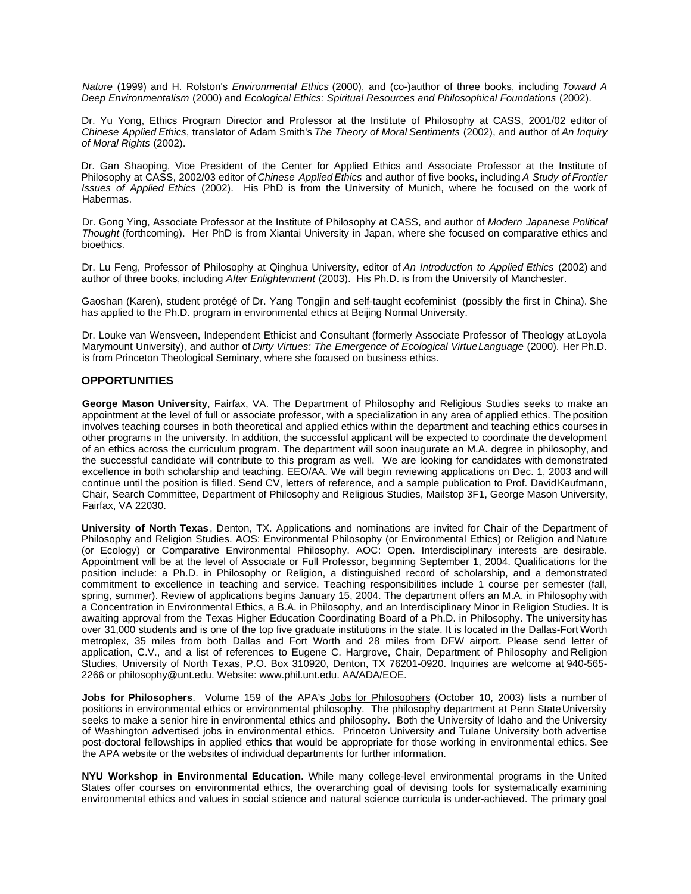*Nature* (1999) and H. Rolston's *Environmental Ethics* (2000), and (co-)author of three books, including *Toward A Deep Environmentalism* (2000) and *Ecological Ethics: Spiritual Resources and Philosophical Foundations* (2002).

Dr. Yu Yong, Ethics Program Director and Professor at the Institute of Philosophy at CASS, 2001/02 editor of *Chinese Applied Ethics*, translator of Adam Smith's *The Theory of Moral Sentiments* (2002), and author of *An Inquiry of Moral Rights* (2002).

Dr. Gan Shaoping, Vice President of the Center for Applied Ethics and Associate Professor at the Institute of Philosophy at CASS, 2002/03 editor of *Chinese Applied Ethics* and author of five books, including *A Study of Frontier Issues of Applied Ethics* (2002). His PhD is from the University of Munich, where he focused on the work of Habermas.

Dr. Gong Ying, Associate Professor at the Institute of Philosophy at CASS, and author of *Modern Japanese Political Thought* (forthcoming). Her PhD is from Xiantai University in Japan, where she focused on comparative ethics and bioethics.

Dr. Lu Feng, Professor of Philosophy at Qinghua University, editor of *An Introduction to Applied Ethics* (2002) and author of three books, including *After Enlightenment* (2003). His Ph.D. is from the University of Manchester.

Gaoshan (Karen), student protégé of Dr. Yang Tongjin and self-taught ecofeminist (possibly the first in China). She has applied to the Ph.D. program in environmental ethics at Beijing Normal University.

Dr. Louke van Wensveen, Independent Ethicist and Consultant (formerly Associate Professor of Theology at Loyola Marymount University), and author of *Dirty Virtues: The Emergence of Ecological Virtue Language* (2000). Her Ph.D. is from Princeton Theological Seminary, where she focused on business ethics.

## OPPORTUNITIES

**George Mason University**, Fairfax, VA. The Department of Philosophy and Religious Studies seeks to make an appointment at the level of full or associate professor, with a specialization in any area of applied ethics. The position involves teaching courses in both theoretical and applied ethics within the department and teaching ethics courses in other programs in the university. In addition, the successful applicant will be expected to coordinate the development of an ethics across the curriculum program. The department will soon inaugurate an M.A. degree in philosophy, and the successful candidate will contribute to this program as well. We are looking for candidates with demonstrated excellence in both scholarship and teaching. EEO/AA. We will begin reviewing applications on Dec. 1, 2003 and will continue until the position is filled. Send CV, letters of reference, and a sample publication to Prof. David Kaufmann, Chair, Search Committee, Department of Philosophy and Religious Studies, Mailstop 3F1, George Mason University, Fairfax, VA 22030.

**University of North Texas**, Denton, TX. Applications and nominations are invited for Chair of the Department of Philosophy and Religion Studies. AOS: Environmental Philosophy (or Environmental Ethics) or Religion and Nature (or Ecology) or Comparative Environmental Philosophy. AOC: Open. Interdisciplinary interests are desirable. Appointment will be at the level of Associate or Full Professor, beginning September 1, 2004. Qualifications for the position include: a Ph.D. in Philosophy or Religion, a distinguished record of scholarship, and a demonstrated commitment to excellence in teaching and service. Teaching responsibilities include 1 course per semester (fall, spring, summer). Review of applications begins January 15, 2004. The department offers an M.A. in Philosophy with a Concentration in Environmental Ethics, a B.A. in Philosophy, and an Interdisciplinary Minor in Religion Studies. It is awaiting approval from the Texas Higher Education Coordinating Board of a Ph.D. in Philosophy. The university has over 31,000 students and is one of the top five graduate institutions in the state. It is located in the Dallas-Fort Worth metroplex, 35 miles from both Dallas and Fort Worth and 28 miles from DFW airport. Please send letter of application, C.V., and a list of references to Eugene C. Hargrove, Chair, Department of Philosophy and Religion Studies, University of North Texas, P.O. Box 310920, Denton, TX 76201-0920. Inquiries are welcome at 940-565-2266 or philosophy@unt.edu. Website: www.phil.unt.edu. AA/ADA/EOE.

**Jobs for Philosophers**. Volume 159 of the APA's Jobs for Philosophers (October 10, 2003) lists a number of positions in environmental ethics or environmental philosophy. The philosophy department at Penn State University seeks to make a senior hire in environmental ethics and philosophy. Both the University of Idaho and the University of Washington advertised jobs in environmental ethics. Princeton University and Tulane University both advertise post-doctoral fellowships in applied ethics that would be appropriate for those working in environmental ethics. See the APA website or the websites of individual departments for further information.

**NYU Workshop in Environmental Education.** While many college-level environmental programs in the United States offer courses on environmental ethics, the overarching goal of devising tools for systematically examining environmental ethics and values in social science and natural science curricula is under-achieved. The primary goal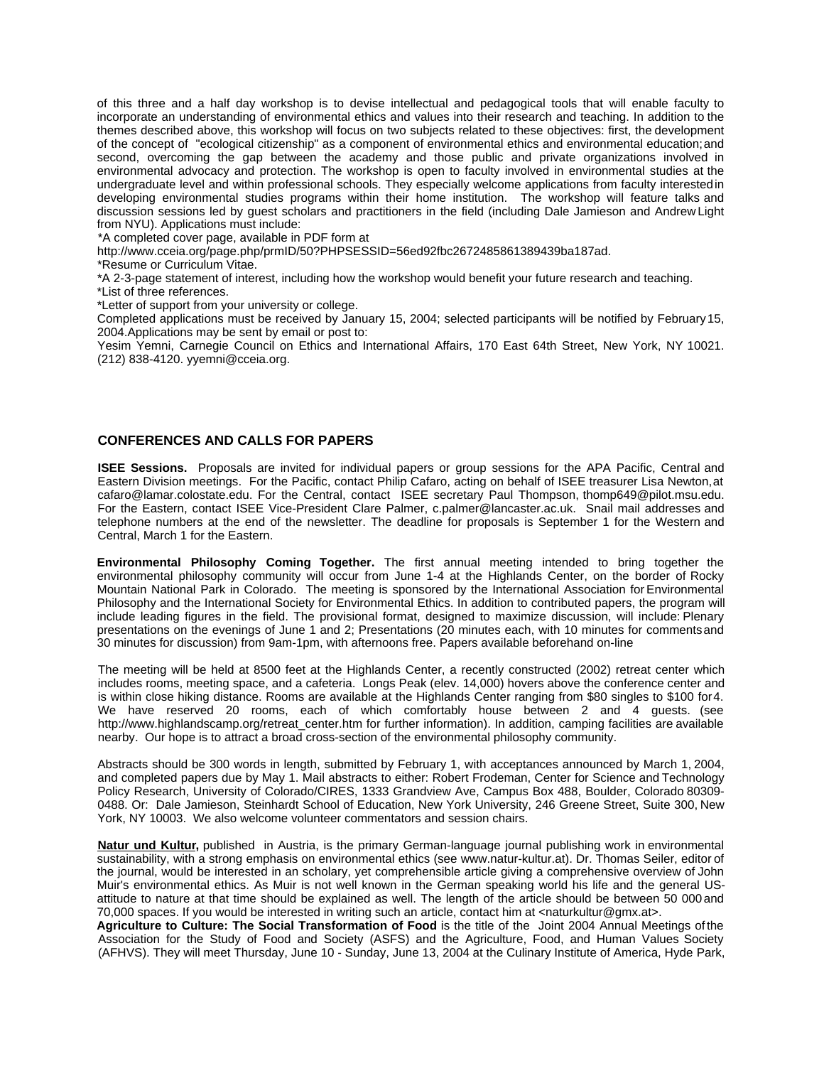of this three and a half day workshop is to devise intellectual and pedagogical tools that will enable faculty to incorporate an understanding of environmental ethics and values into their research and teaching. In addition to the themes described above, this workshop will focus on two subjects related to these objectives: first, the development of the concept of "ecological citizenship" as a component of environmental ethics and environmental education; and second, overcoming the gap between the academy and those public and private organizations involved in environmental advocacy and protection. The workshop is open to faculty involved in environmental studies at the undergraduate level and within professional schools. They especially welcome applications from faculty interested in developing environmental studies programs within their home institution. The workshop will feature talks and discussion sessions led by guest scholars and practitioners in the field (including Dale Jamieson and Andrew Light from NYU). Applications must include:

*A completed cover page, available in PDF form at http://www.cceia.org/page.php/prmID/50?PHPSESSID=56ed92fbc2672485861389439ba187ad.
*Resume or Curriculum Vitae.
*A 2-3-page statement of interest, including how the workshop would benefit your future research and teaching.
*List of three references.
*Letter of support from your university or college.

Completed applications must be received by January 15, 2004; selected participants will be notified by February 15, 2004.Applications may be sent by email or post to:
Yesim Yemni, Carnegie Council on Ethics and International Affairs, 170 East 64th Street, New York, NY 10021. (212) 838-4120. yyemni@cceia.org.

## CONFERENCES AND CALLS FOR PAPERS

**ISEE Sessions.** Proposals are invited for individual papers or group sessions for the APA Pacific, Central and Eastern Division meetings. For the Pacific, contact Philip Cafaro, acting on behalf of ISEE treasurer Lisa Newton, at cafaro@lamar.colostate.edu. For the Central, contact ISEE secretary Paul Thompson, thomp649@pilot.msu.edu. For the Eastern, contact ISEE Vice-President Clare Palmer, c.palmer@lancaster.ac.uk. Snail mail addresses and telephone numbers at the end of the newsletter. The deadline for proposals is September 1 for the Western and Central, March 1 for the Eastern.

**Environmental Philosophy Coming Together.** The first annual meeting intended to bring together the environmental philosophy community will occur from June 1-4 at the Highlands Center, on the border of Rocky Mountain National Park in Colorado. The meeting is sponsored by the International Association for Environmental Philosophy and the International Society for Environmental Ethics. In addition to contributed papers, the program will include leading figures in the field. The provisional format, designed to maximize discussion, will include: Plenary presentations on the evenings of June 1 and 2; Presentations (20 minutes each, with 10 minutes for comments and 30 minutes for discussion) from 9am-1pm, with afternoons free. Papers available beforehand on-line

The meeting will be held at 8500 feet at the Highlands Center, a recently constructed (2002) retreat center which includes rooms, meeting space, and a cafeteria. Longs Peak (elev. 14,000) hovers above the conference center and is within close hiking distance. Rooms are available at the Highlands Center ranging from $80 singles to $100 for 4. We have reserved 20 rooms, each of which comfortably house between 2 and 4 guests. (see http://www.highlandscamp.org/retreat_center.htm for further information). In addition, camping facilities are available nearby. Our hope is to attract a broad cross-section of the environmental philosophy community.

Abstracts should be 300 words in length, submitted by February 1, with acceptances announced by March 1, 2004, and completed papers due by May 1. Mail abstracts to either: Robert Frodeman, Center for Science and Technology Policy Research, University of Colorado/CIRES, 1333 Grandview Ave, Campus Box 488, Boulder, Colorado 80309-0488. Or: Dale Jamieson, Steinhardt School of Education, New York University, 246 Greene Street, Suite 300, New York, NY 10003. We also welcome volunteer commentators and session chairs.

**Natur und Kultur,** published in Austria, is the primary German-language journal publishing work in environmental sustainability, with a strong emphasis on environmental ethics (see www.natur-kultur.at). Dr. Thomas Seiler, editor of the journal, would be interested in an scholary, yet comprehensible article giving a comprehensive overview of John Muir's environmental ethics. As Muir is not well known in the German speaking world his life and the general US-attitude to nature at that time should be explained as well. The length of the article should be between 50 000 and 70,000 spaces. If you would be interested in writing such an article, contact him at <naturkultur@gmx.at>.

**Agriculture to Culture: The Social Transformation of Food** is the title of the Joint 2004 Annual Meetings of the Association for the Study of Food and Society (ASFS) and the Agriculture, Food, and Human Values Society (AFHVS). They will meet Thursday, June 10 - Sunday, June 13, 2004 at the Culinary Institute of America, Hyde Park,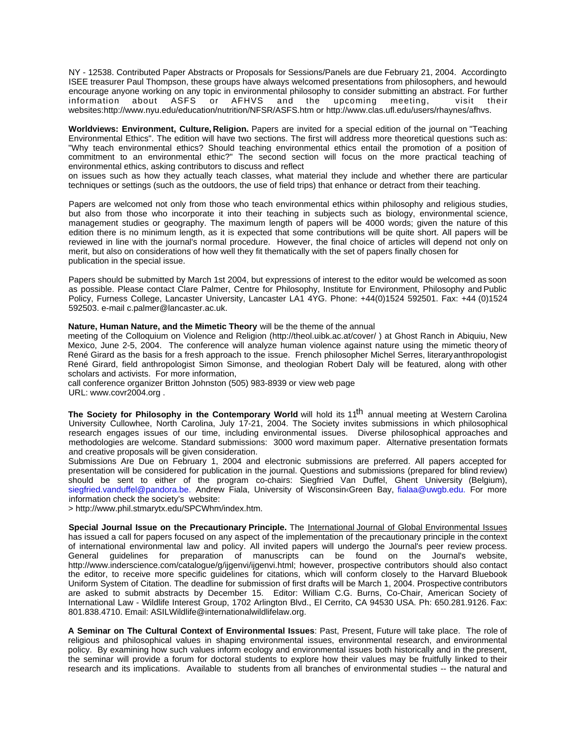NY - 12538. Contributed Paper Abstracts or Proposals for Sessions/Panels are due February 21, 2004. According to ISEE treasurer Paul Thompson, these groups have always welcomed presentations from philosophers, and he would encourage anyone working on any topic in environmental philosophy to consider submitting an abstract. For further information about ASFS or AFHVS and the upcoming meeting, visit their websites:http://www.nyu.edu/education/nutrition/NFSR/ASFS.htm or http://www.clas.ufl.edu/users/rhaynes/afhvs.

**Worldviews: Environment, Culture, Religion.** Papers are invited for a special edition of the journal on "Teaching Environmental Ethics". The edition will have two sections. The first will address more theoretical questions such as: "Why teach environmental ethics? Should teaching environmental ethics entail the promotion of a position of commitment to an environmental ethic?" The second section will focus on the more practical teaching of environmental ethics, asking contributors to discuss and reflect on issues such as how they actually teach classes, what material they include and whether there are particular techniques or settings (such as the outdoors, the use of field trips) that enhance or detract from their teaching.

Papers are welcomed not only from those who teach environmental ethics within philosophy and religious studies, but also from those who incorporate it into their teaching in subjects such as biology, environmental science, management studies or geography. The maximum length of papers will be 4000 words; given the nature of this edition there is no minimum length, as it is expected that some contributions will be quite short. All papers will be reviewed in line with the journal's normal procedure. However, the final choice of articles will depend not only on merit, but also on considerations of how well they fit thematically with the set of papers finally chosen for publication in the special issue.

Papers should be submitted by March 1st 2004, but expressions of interest to the editor would be welcomed as soon as possible. Please contact Clare Palmer, Centre for Philosophy, Institute for Environment, Philosophy and Public Policy, Furness College, Lancaster University, Lancaster LA1 4YG. Phone: +44(0)1524 592501. Fax: +44 (0)1524 592503. e-mail c.palmer@lancaster.ac.uk.

**Nature, Human Nature, and the Mimetic Theory** will be the theme of the annual meeting of the Colloquium on Violence and Religion (http://theol.uibk.ac.at/cover/ ) at Ghost Ranch in Abiquiu, New Mexico, June 2-5, 2004. The conference will analyze human violence against nature using the mimetic theory of René Girard as the basis for a fresh approach to the issue. French philosopher Michel Serres, literary anthropologist René Girard, field anthropologist Simon Simonse, and theologian Robert Daly will be featured, along with other scholars and activists. For more information, call conference organizer Britton Johnston (505) 983-8939 or view web page URL: www.covr2004.org .

**The Society for Philosophy in the Contemporary World** will hold its 11th annual meeting at Western Carolina University Cullowhee, North Carolina, July 17-21, 2004. The Society invites submissions in which philosophical research engages issues of our time, including environmental issues. Diverse philosophical approaches and methodologies are welcome. Standard submissions: 3000 word maximum paper. Alternative presentation formats and creative proposals will be given consideration.

Submissions Are Due on February 1, 2004 and electronic submissions are preferred. All papers accepted for presentation will be considered for publication in the journal. Questions and submissions (prepared for blind review) should be sent to either of the program co-chairs: Siegfried Van Duffel, Ghent University (Belgium), siegfried.vanduffel@pandora.be. Andrew Fiala, University of Wisconsin‹Green Bay, fialaa@uwgb.edu. For more information check the society's website:

> http://www.phil.stmarytx.edu/SPCWhm/index.htm.

**Special Journal Issue on the Precautionary Principle.** The International Journal of Global Environmental Issues has issued a call for papers focused on any aspect of the implementation of the precautionary principle in the context of international environmental law and policy. All invited papers will undergo the Journal's peer review process. General guidelines for preparation of manuscripts can be found on the Journal's website, http://www.inderscience.com/catalogue/g/ijgenvi/ijgenvi.html; however, prospective contributors should also contact the editor, to receive more specific guidelines for citations, which will conform closely to the Harvard Bluebook Uniform System of Citation. The deadline for submission of first drafts will be March 1, 2004. Prospective contributors are asked to submit abstracts by December 15. Editor: William C.G. Burns, Co-Chair, American Society of International Law - Wildlife Interest Group, 1702 Arlington Blvd., El Cerrito, CA 94530 USA. Ph: 650.281.9126. Fax: 801.838.4710. Email: ASILWildlife@internationalwildlifelaw.org.

**A Seminar on The Cultural Context of Environmental Issues**: Past, Present, Future will take place. The role of religious and philosophical values in shaping environmental issues, environmental research, and environmental policy. By examining how such values inform ecology and environmental issues both historically and in the present, the seminar will provide a forum for doctoral students to explore how their values may be fruitfully linked to their research and its implications. Available to students from all branches of environmental studies -- the natural and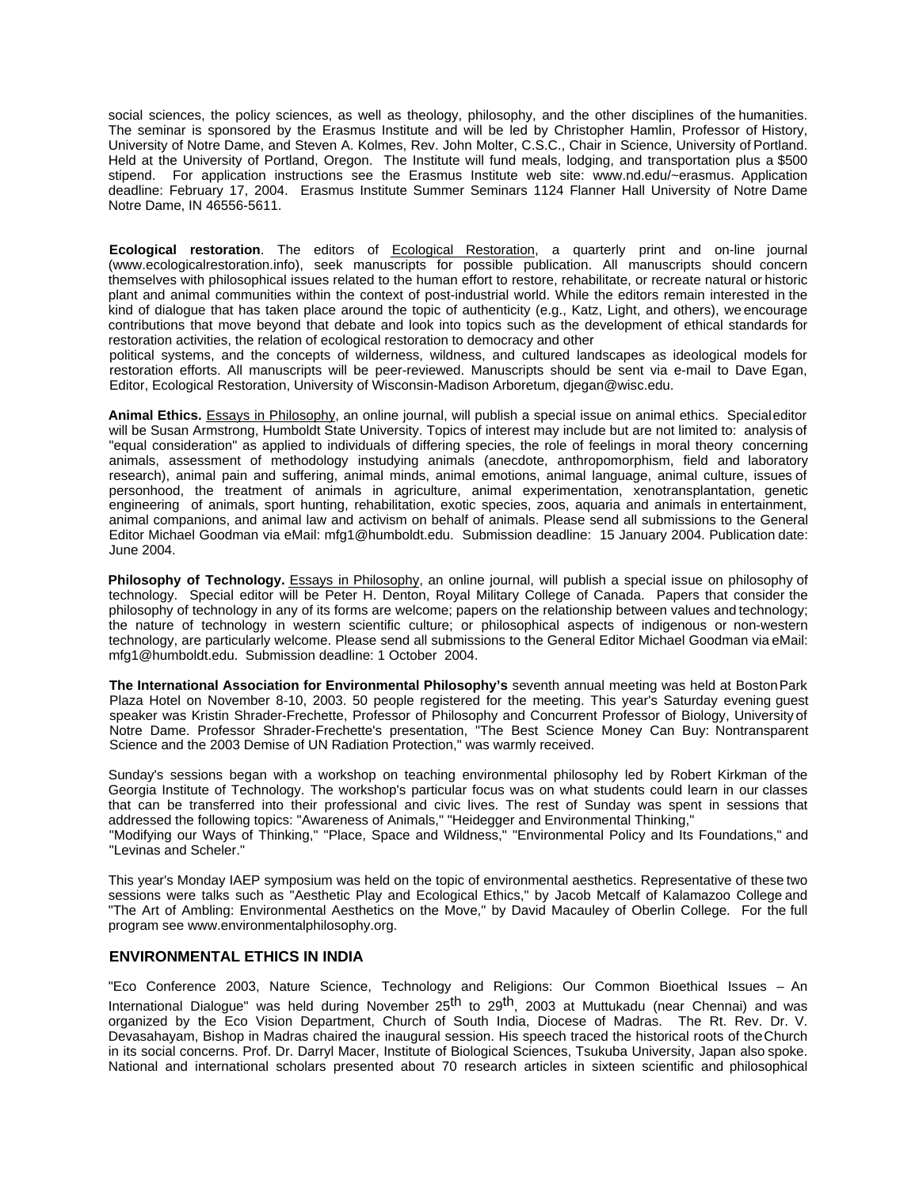social sciences, the policy sciences, as well as theology, philosophy, and the other disciplines of the humanities. The seminar is sponsored by the Erasmus Institute and will be led by Christopher Hamlin, Professor of History, University of Notre Dame, and Steven A. Kolmes, Rev. John Molter, C.S.C., Chair in Science, University of Portland. Held at the University of Portland, Oregon. The Institute will fund meals, lodging, and transportation plus a $500 stipend. For application instructions see the Erasmus Institute web site: www.nd.edu/~erasmus. Application deadline: February 17, 2004. Erasmus Institute Summer Seminars 1124 Flanner Hall University of Notre Dame Notre Dame, IN 46556-5611.

**Ecological restoration**. The editors of Ecological Restoration, a quarterly print and on-line journal (www.ecologicalrestoration.info), seek manuscripts for possible publication. All manuscripts should concern themselves with philosophical issues related to the human effort to restore, rehabilitate, or recreate natural or historic plant and animal communities within the context of post-industrial world. While the editors remain interested in the kind of dialogue that has taken place around the topic of authenticity (e.g., Katz, Light, and others), we encourage contributions that move beyond that debate and look into topics such as the development of ethical standards for restoration activities, the relation of ecological restoration to democracy and other political systems, and the concepts of wilderness, wildness, and cultured landscapes as ideological models for restoration efforts. All manuscripts will be peer-reviewed. Manuscripts should be sent via e-mail to Dave Egan, Editor, Ecological Restoration, University of Wisconsin-Madison Arboretum, djegan@wisc.edu.

**Animal Ethics.** Essays in Philosophy, an online journal, will publish a special issue on animal ethics. Special editor will be Susan Armstrong, Humboldt State University. Topics of interest may include but are not limited to: analysis of "equal consideration" as applied to individuals of differing species, the role of feelings in moral theory concerning animals, assessment of methodology instudying animals (anecdote, anthropomorphism, field and laboratory research), animal pain and suffering, animal minds, animal emotions, animal language, animal culture, issues of personhood, the treatment of animals in agriculture, animal experimentation, xenotransplantation, genetic engineering of animals, sport hunting, rehabilitation, exotic species, zoos, aquaria and animals in entertainment, animal companions, and animal law and activism on behalf of animals. Please send all submissions to the General Editor Michael Goodman via eMail: mfg1@humboldt.edu. Submission deadline: 15 January 2004. Publication date: June 2004.

**Philosophy of Technology.** Essays in Philosophy, an online journal, will publish a special issue on philosophy of technology. Special editor will be Peter H. Denton, Royal Military College of Canada. Papers that consider the philosophy of technology in any of its forms are welcome; papers on the relationship between values and technology; the nature of technology in western scientific culture; or philosophical aspects of indigenous or non-western technology, are particularly welcome. Please send all submissions to the General Editor Michael Goodman via eMail: mfg1@humboldt.edu. Submission deadline: 1 October 2004.

**The International Association for Environmental Philosophy's** seventh annual meeting was held at Boston Park Plaza Hotel on November 8-10, 2003. 50 people registered for the meeting. This year's Saturday evening guest speaker was Kristin Shrader-Frechette, Professor of Philosophy and Concurrent Professor of Biology, University of Notre Dame. Professor Shrader-Frechette's presentation, "The Best Science Money Can Buy: Nontransparent Science and the 2003 Demise of UN Radiation Protection," was warmly received.

Sunday's sessions began with a workshop on teaching environmental philosophy led by Robert Kirkman of the Georgia Institute of Technology. The workshop's particular focus was on what students could learn in our classes that can be transferred into their professional and civic lives. The rest of Sunday was spent in sessions that addressed the following topics: "Awareness of Animals," "Heidegger and Environmental Thinking," "Modifying our Ways of Thinking," "Place, Space and Wildness," "Environmental Policy and Its Foundations," and "Levinas and Scheler."

This year's Monday IAEP symposium was held on the topic of environmental aesthetics. Representative of these two sessions were talks such as "Aesthetic Play and Ecological Ethics," by Jacob Metcalf of Kalamazoo College and "The Art of Ambling: Environmental Aesthetics on the Move," by David Macauley of Oberlin College. For the full program see www.environmentalphilosophy.org.

## ENVIRONMENTAL ETHICS IN INDIA

"Eco Conference 2003, Nature Science, Technology and Religions: Our Common Bioethical Issues – An International Dialogue" was held during November 25th to 29th, 2003 at Muttukadu (near Chennai) and was organized by the Eco Vision Department, Church of South India, Diocese of Madras. The Rt. Rev. Dr. V. Devasahayam, Bishop in Madras chaired the inaugural session. His speech traced the historical roots of the Church in its social concerns. Prof. Dr. Darryl Macer, Institute of Biological Sciences, Tsukuba University, Japan also spoke. National and international scholars presented about 70 research articles in sixteen scientific and philosophical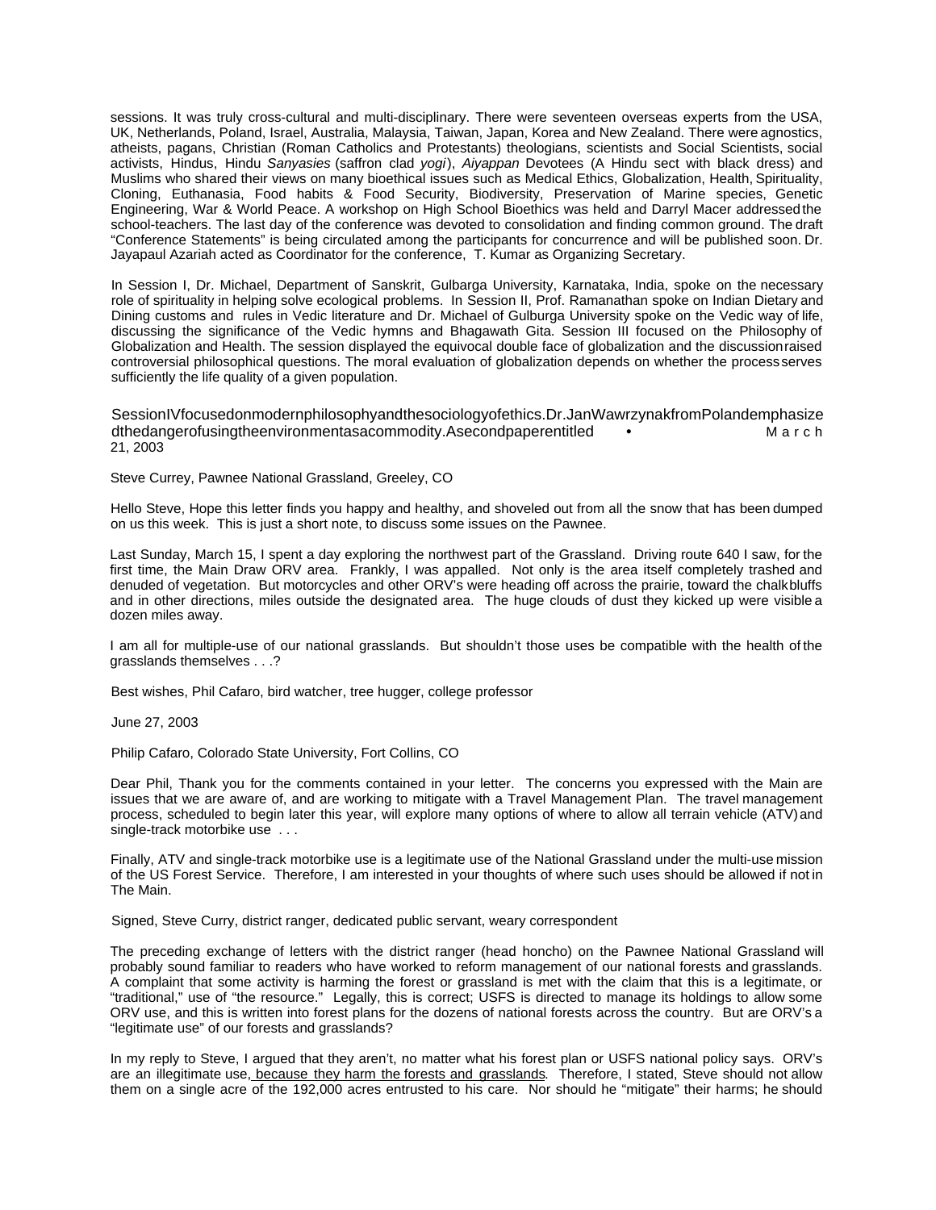sessions. It was truly cross-cultural and multi-disciplinary. There were seventeen overseas experts from the USA, UK, Netherlands, Poland, Israel, Australia, Malaysia, Taiwan, Japan, Korea and New Zealand. There were agnostics, atheists, pagans, Christian (Roman Catholics and Protestants) theologians, scientists and Social Scientists, social activists, Hindus, Hindu *Sanyasies* (saffron clad *yogi*), *Aiyappan* Devotees (A Hindu sect with black dress) and Muslims who shared their views on many bioethical issues such as Medical Ethics, Globalization, Health, Spirituality, Cloning, Euthanasia, Food habits & Food Security, Biodiversity, Preservation of Marine species, Genetic Engineering, War & World Peace. A workshop on High School Bioethics was held and Darryl Macer addressed the school-teachers. The last day of the conference was devoted to consolidation and finding common ground. The draft "Conference Statements" is being circulated among the participants for concurrence and will be published soon. Dr. Jayapaul Azariah acted as Coordinator for the conference, T. Kumar as Organizing Secretary.

In Session I, Dr. Michael, Department of Sanskrit, Gulbarga University, Karnataka, India, spoke on the necessary role of spirituality in helping solve ecological problems. In Session II, Prof. Ramanathan spoke on Indian Dietary and Dining customs and rules in Vedic literature and Dr. Michael of Gulburga University spoke on the Vedic way of life, discussing the significance of the Vedic hymns and Bhagawath Gita. Session III focused on the Philosophy of Globalization and Health. The session displayed the equivocal double face of globalization and the discussion raised controversial philosophical questions. The moral evaluation of globalization depends on whether the process serves sufficiently the life quality of a given population.

SessionIVfocusedonmodernphilosophyandthesociologyofethics.Dr.JanWawrzynakfromPolandemphasizedthedangerofusingtheenvironmentasacommodity.Asecondpaperentitled • March 21, 2003

Steve Currey, Pawnee National Grassland, Greeley, CO

Hello Steve, Hope this letter finds you happy and healthy, and shoveled out from all the snow that has been dumped on us this week. This is just a short note, to discuss some issues on the Pawnee.

Last Sunday, March 15, I spent a day exploring the northwest part of the Grassland. Driving route 640 I saw, for the first time, the Main Draw ORV area. Frankly, I was appalled. Not only is the area itself completely trashed and denuded of vegetation. But motorcycles and other ORV's were heading off across the prairie, toward the chalk bluffs and in other directions, miles outside the designated area. The huge clouds of dust they kicked up were visible a dozen miles away.

I am all for multiple-use of our national grasslands. But shouldn't those uses be compatible with the health of the grasslands themselves . . .?

Best wishes, Phil Cafaro, bird watcher, tree hugger, college professor

June 27, 2003

Philip Cafaro, Colorado State University, Fort Collins, CO

Dear Phil, Thank you for the comments contained in your letter. The concerns you expressed with the Main are issues that we are aware of, and are working to mitigate with a Travel Management Plan. The travel management process, scheduled to begin later this year, will explore many options of where to allow all terrain vehicle (ATV) and single-track motorbike use . . .

Finally, ATV and single-track motorbike use is a legitimate use of the National Grassland under the multi-use mission of the US Forest Service. Therefore, I am interested in your thoughts of where such uses should be allowed if not in The Main.

Signed, Steve Curry, district ranger, dedicated public servant, weary correspondent

The preceding exchange of letters with the district ranger (head honcho) on the Pawnee National Grassland will probably sound familiar to readers who have worked to reform management of our national forests and grasslands. A complaint that some activity is harming the forest or grassland is met with the claim that this is a legitimate, or "traditional," use of "the resource." Legally, this is correct; USFS is directed to manage its holdings to allow some ORV use, and this is written into forest plans for the dozens of national forests across the country. But are ORV's a "legitimate use" of our forests and grasslands?

In my reply to Steve, I argued that they aren't, no matter what his forest plan or USFS national policy says. ORV's are an illegitimate use, <u>because they harm the forests and grasslands</u>. Therefore, I stated, Steve should not allow them on a single acre of the 192,000 acres entrusted to his care. Nor should he "mitigate" their harms; he should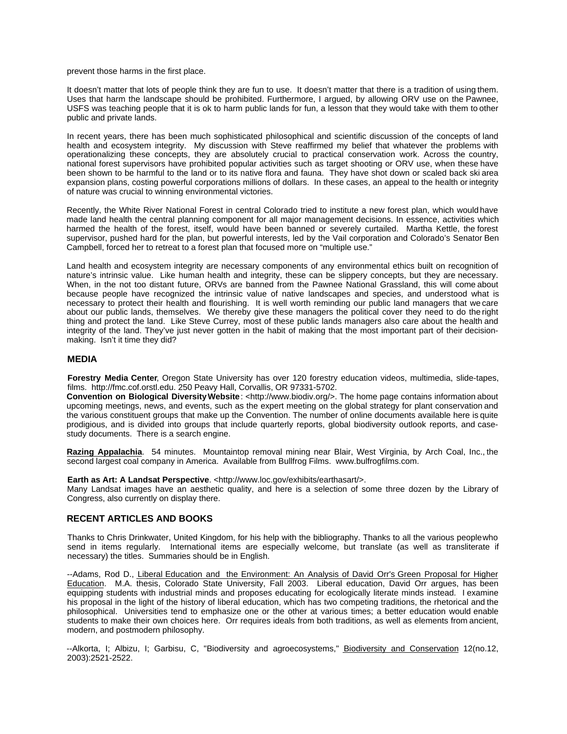prevent those harms in the first place.

It doesn't matter that lots of people think they are fun to use. It doesn't matter that there is a tradition of using them. Uses that harm the landscape should be prohibited. Furthermore, I argued, by allowing ORV use on the Pawnee, USFS was teaching people that it is ok to harm public lands for fun, a lesson that they would take with them to other public and private lands.

In recent years, there has been much sophisticated philosophical and scientific discussion of the concepts of land health and ecosystem integrity. My discussion with Steve reaffirmed my belief that whatever the problems with operationalizing these concepts, they are absolutely crucial to practical conservation work. Across the country, national forest supervisors have prohibited popular activities such as target shooting or ORV use, when these have been shown to be harmful to the land or to its native flora and fauna. They have shot down or scaled back ski area expansion plans, costing powerful corporations millions of dollars. In these cases, an appeal to the health or integrity of nature was crucial to winning environmental victories.

Recently, the White River National Forest in central Colorado tried to institute a new forest plan, which would have made land health the central planning component for all major management decisions. In essence, activities which harmed the health of the forest, itself, would have been banned or severely curtailed. Martha Kettle, the forest supervisor, pushed hard for the plan, but powerful interests, led by the Vail corporation and Colorado's Senator Ben Campbell, forced her to retreat to a forest plan that focused more on "multiple use."

Land health and ecosystem integrity are necessary components of any environmental ethics built on recognition of nature's intrinsic value. Like human health and integrity, these can be slippery concepts, but they are necessary. When, in the not too distant future, ORVs are banned from the Pawnee National Grassland, this will come about because people have recognized the intrinsic value of native landscapes and species, and understood what is necessary to protect their health and flourishing. It is well worth reminding our public land managers that we care about our public lands, themselves. We thereby give these managers the political cover they need to do the right thing and protect the land. Like Steve Currey, most of these public lands managers also care about the health and integrity of the land. They've just never gotten in the habit of making that the most important part of their decision-making. Isn't it time they did?

## MEDIA

**Forestry Media Center**, Oregon State University has over 120 forestry education videos, multimedia, slide-tapes, films. http://fmc.cof.orstl.edu. 250 Peavy Hall, Corvallis, OR 97331-5702.

**Convention on Biological Diversity Website**: <http://www.biodiv.org/>. The home page contains information about upcoming meetings, news, and events, such as the expert meeting on the global strategy for plant conservation and the various constituent groups that make up the Convention. The number of online documents available here is quite prodigious, and is divided into groups that include quarterly reports, global biodiversity outlook reports, and case-study documents. There is a search engine.

**Razing Appalachia**. 54 minutes. Mountaintop removal mining near Blair, West Virginia, by Arch Coal, Inc., the second largest coal company in America. Available from Bullfrog Films. www.bulfrogfilms.com.

**Earth as Art: A Landsat Perspective**. <http://www.loc.gov/exhibits/earthasart/>.
Many Landsat images have an aesthetic quality, and here is a selection of some three dozen by the Library of Congress, also currently on display there.

## RECENT ARTICLES AND BOOKS

Thanks to Chris Drinkwater, United Kingdom, for his help with the bibliography. Thanks to all the various people who send in items regularly. International items are especially welcome, but translate (as well as transliterate if necessary) the titles. Summaries should be in English.

--Adams, Rod D., Liberal Education and the Environment: An Analysis of David Orr's Green Proposal for Higher Education. M.A. thesis, Colorado State University, Fall 2003. Liberal education, David Orr argues, has been equipping students with industrial minds and proposes educating for ecologically literate minds instead. I examine his proposal in the light of the history of liberal education, which has two competing traditions, the rhetorical and the philosophical. Universities tend to emphasize one or the other at various times; a better education would enable students to make their own choices here. Orr requires ideals from both traditions, as well as elements from ancient, modern, and postmodern philosophy.

--Alkorta, I; Albizu, I; Garbisu, C, "Biodiversity and agroecosystems," Biodiversity and Conservation 12(no.12, 2003):2521-2522.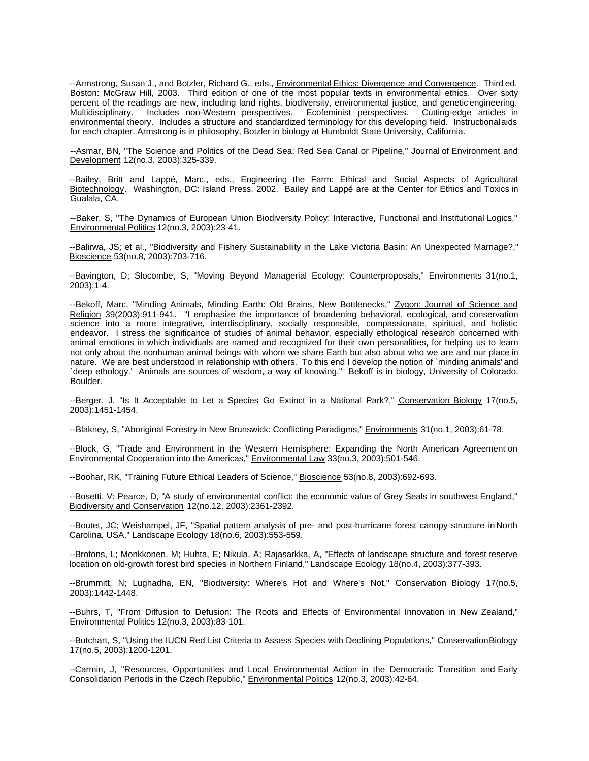--Armstrong, Susan J., and Botzler, Richard G., eds., Environmental Ethics: Divergence and Convergence. Third ed. Boston: McGraw Hill, 2003. Third edition of one of the most popular texts in environmental ethics. Over sixty percent of the readings are new, including land rights, biodiversity, environmental justice, and genetic engineering. Multidisciplinary. Includes non-Western perspectives. Ecofeminist perspectives. Cutting-edge articles in environmental theory. Includes a structure and standardized terminology for this developing field. Instructional aids for each chapter. Armstrong is in philosophy, Botzler in biology at Humboldt State University, California.

--Asmar, BN, "The Science and Politics of the Dead Sea: Red Sea Canal or Pipeline," Journal of Environment and Development 12(no.3, 2003):325-339.

--Bailey, Britt and Lappé, Marc., eds., Engineering the Farm: Ethical and Social Aspects of Agricultural Biotechnology. Washington, DC: Island Press, 2002. Bailey and Lappé are at the Center for Ethics and Toxics in Gualala, CA.

--Baker, S, "The Dynamics of European Union Biodiversity Policy: Interactive, Functional and Institutional Logics," Environmental Politics 12(no.3, 2003):23-41.

--Balirwa, JS; et al., "Biodiversity and Fishery Sustainability in the Lake Victoria Basin: An Unexpected Marriage?," Bioscience 53(no.8, 2003):703-716.

--Bavington, D; Slocombe, S, "Moving Beyond Managerial Ecology: Counterproposals," Environments 31(no.1, 2003):1-4.

--Bekoff, Marc, "Minding Animals, Minding Earth: Old Brains, New Bottlenecks," Zygon: Journal of Science and Religion 39(2003):911-941. "I emphasize the importance of broadening behavioral, ecological, and conservation science into a more integrative, interdisciplinary, socially responsible, compassionate, spiritual, and holistic endeavor. I stress the significance of studies of animal behavior, especially ethological research concerned with animal emotions in which individuals are named and recognized for their own personalities, for helping us to learn not only about the nonhuman animal beings with whom we share Earth but also about who we are and our place in nature. We are best understood in relationship with others. To this end I develop the notion of `minding animals' and `deep ethology.' Animals are sources of wisdom, a way of knowing." Bekoff is in biology, University of Colorado, Boulder.

--Berger, J, "Is It Acceptable to Let a Species Go Extinct in a National Park?," Conservation Biology 17(no.5, 2003):1451-1454.

--Blakney, S, "Aboriginal Forestry in New Brunswick: Conflicting Paradigms," Environments 31(no.1, 2003):61-78.

--Block, G, "Trade and Environment in the Western Hemisphere: Expanding the North American Agreement on Environmental Cooperation into the Americas," Environmental Law 33(no.3, 2003):501-546.

--Boohar, RK, "Training Future Ethical Leaders of Science," Bioscience 53(no.8, 2003):692-693.

--Bosetti, V; Pearce, D, "A study of environmental conflict: the economic value of Grey Seals in southwest England," Biodiversity and Conservation 12(no.12, 2003):2361-2392.

--Boutet, JC; Weishampel, JF, "Spatial pattern analysis of pre- and post-hurricane forest canopy structure in North Carolina, USA," Landscape Ecology 18(no.6, 2003):553-559.

--Brotons, L; Monkkonen, M; Huhta, E; Nikula, A; Rajasarkka, A, "Effects of landscape structure and forest reserve location on old-growth forest bird species in Northern Finland," Landscape Ecology 18(no.4, 2003):377-393.

--Brummitt, N; Lughadha, EN, "Biodiversity: Where's Hot and Where's Not," Conservation Biology 17(no.5, 2003):1442-1448.

--Buhrs, T, "From Diffusion to Defusion: The Roots and Effects of Environmental Innovation in New Zealand," Environmental Politics 12(no.3, 2003):83-101.

--Butchart, S, "Using the IUCN Red List Criteria to Assess Species with Declining Populations," Conservation Biology 17(no.5, 2003):1200-1201.

--Carmin, J, "Resources, Opportunities and Local Environmental Action in the Democratic Transition and Early Consolidation Periods in the Czech Republic," Environmental Politics 12(no.3, 2003):42-64.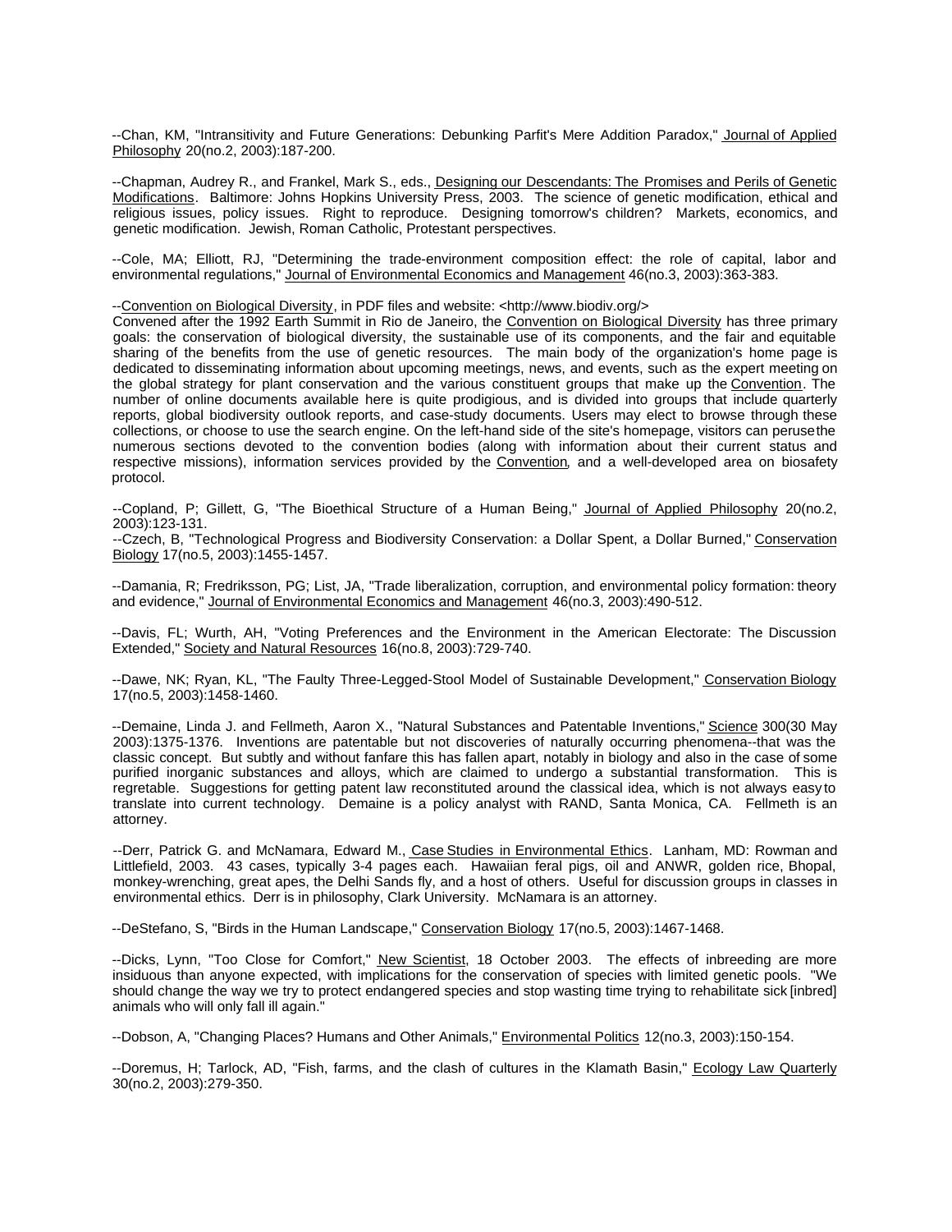--Chan, KM, "Intransitivity and Future Generations: Debunking Parfit's Mere Addition Paradox," Journal of Applied Philosophy 20(no.2, 2003):187-200.

--Chapman, Audrey R., and Frankel, Mark S., eds., Designing our Descendants: The Promises and Perils of Genetic Modifications. Baltimore: Johns Hopkins University Press, 2003. The science of genetic modification, ethical and religious issues, policy issues. Right to reproduce. Designing tomorrow's children? Markets, economics, and genetic modification. Jewish, Roman Catholic, Protestant perspectives.

--Cole, MA; Elliott, RJ, "Determining the trade-environment composition effect: the role of capital, labor and environmental regulations," Journal of Environmental Economics and Management 46(no.3, 2003):363-383.

--Convention on Biological Diversity, in PDF files and website: <http://www.biodiv.org/>
Convened after the 1992 Earth Summit in Rio de Janeiro, the Convention on Biological Diversity has three primary goals: the conservation of biological diversity, the sustainable use of its components, and the fair and equitable sharing of the benefits from the use of genetic resources. The main body of the organization's home page is dedicated to disseminating information about upcoming meetings, news, and events, such as the expert meeting on the global strategy for plant conservation and the various constituent groups that make up the Convention. The number of online documents available here is quite prodigious, and is divided into groups that include quarterly reports, global biodiversity outlook reports, and case-study documents. Users may elect to browse through these collections, or choose to use the search engine. On the left-hand side of the site's homepage, visitors can peruse the numerous sections devoted to the convention bodies (along with information about their current status and respective missions), information services provided by the Convention, and a well-developed area on biosafety protocol.

--Copland, P; Gillett, G, "The Bioethical Structure of a Human Being," Journal of Applied Philosophy 20(no.2, 2003):123-131.

--Czech, B, "Technological Progress and Biodiversity Conservation: a Dollar Spent, a Dollar Burned," Conservation Biology 17(no.5, 2003):1455-1457.

--Damania, R; Fredriksson, PG; List, JA, "Trade liberalization, corruption, and environmental policy formation: theory and evidence," Journal of Environmental Economics and Management 46(no.3, 2003):490-512.

--Davis, FL; Wurth, AH, "Voting Preferences and the Environment in the American Electorate: The Discussion Extended," Society and Natural Resources 16(no.8, 2003):729-740.

--Dawe, NK; Ryan, KL, "The Faulty Three-Legged-Stool Model of Sustainable Development," Conservation Biology 17(no.5, 2003):1458-1460.

--Demaine, Linda J. and Fellmeth, Aaron X., "Natural Substances and Patentable Inventions," Science 300(30 May 2003):1375-1376. Inventions are patentable but not discoveries of naturally occurring phenomena--that was the classic concept. But subtly and without fanfare this has fallen apart, notably in biology and also in the case of some purified inorganic substances and alloys, which are claimed to undergo a substantial transformation. This is regretable. Suggestions for getting patent law reconstituted around the classical idea, which is not always easy to translate into current technology. Demaine is a policy analyst with RAND, Santa Monica, CA. Fellmeth is an attorney.

--Derr, Patrick G. and McNamara, Edward M., Case Studies in Environmental Ethics. Lanham, MD: Rowman and Littlefield, 2003. 43 cases, typically 3-4 pages each. Hawaiian feral pigs, oil and ANWR, golden rice, Bhopal, monkey-wrenching, great apes, the Delhi Sands fly, and a host of others. Useful for discussion groups in classes in environmental ethics. Derr is in philosophy, Clark University. McNamara is an attorney.

--DeStefano, S, "Birds in the Human Landscape," Conservation Biology 17(no.5, 2003):1467-1468.

--Dicks, Lynn, "Too Close for Comfort," New Scientist, 18 October 2003. The effects of inbreeding are more insiduous than anyone expected, with implications for the conservation of species with limited genetic pools. "We should change the way we try to protect endangered species and stop wasting time trying to rehabilitate sick [inbred] animals who will only fall ill again."

--Dobson, A, "Changing Places? Humans and Other Animals," Environmental Politics 12(no.3, 2003):150-154.

--Doremus, H; Tarlock, AD, "Fish, farms, and the clash of cultures in the Klamath Basin," Ecology Law Quarterly 30(no.2, 2003):279-350.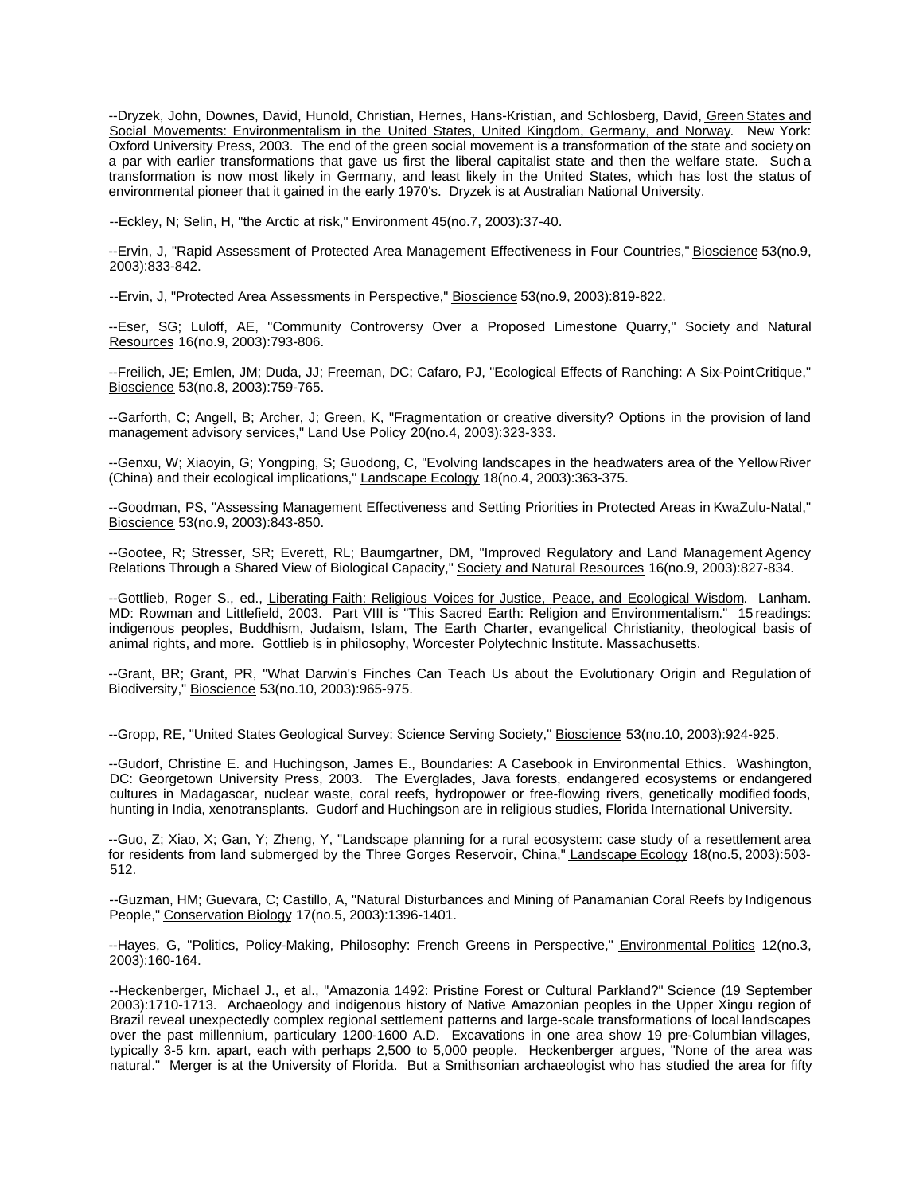--Dryzek, John, Downes, David, Hunold, Christian, Hernes, Hans-Kristian, and Schlosberg, David, Green States and Social Movements: Environmentalism in the United States, United Kingdom, Germany, and Norway. New York: Oxford University Press, 2003. The end of the green social movement is a transformation of the state and society on a par with earlier transformations that gave us first the liberal capitalist state and then the welfare state. Such a transformation is now most likely in Germany, and least likely in the United States, which has lost the status of environmental pioneer that it gained in the early 1970's. Dryzek is at Australian National University.

--Eckley, N; Selin, H, "the Arctic at risk," Environment 45(no.7, 2003):37-40.

--Ervin, J, "Rapid Assessment of Protected Area Management Effectiveness in Four Countries," Bioscience 53(no.9, 2003):833-842.

--Ervin, J, "Protected Area Assessments in Perspective," Bioscience 53(no.9, 2003):819-822.

--Eser, SG; Luloff, AE, "Community Controversy Over a Proposed Limestone Quarry," Society and Natural Resources 16(no.9, 2003):793-806.

--Freilich, JE; Emlen, JM; Duda, JJ; Freeman, DC; Cafaro, PJ, "Ecological Effects of Ranching: A Six-Point Critique," Bioscience 53(no.8, 2003):759-765.

--Garforth, C; Angell, B; Archer, J; Green, K, "Fragmentation or creative diversity? Options in the provision of land management advisory services," Land Use Policy 20(no.4, 2003):323-333.

--Genxu, W; Xiaoyin, G; Yongping, S; Guodong, C, "Evolving landscapes in the headwaters area of the Yellow River (China) and their ecological implications," Landscape Ecology 18(no.4, 2003):363-375.

--Goodman, PS, "Assessing Management Effectiveness and Setting Priorities in Protected Areas in KwaZulu-Natal," Bioscience 53(no.9, 2003):843-850.

--Gootee, R; Stresser, SR; Everett, RL; Baumgartner, DM, "Improved Regulatory and Land Management Agency Relations Through a Shared View of Biological Capacity," Society and Natural Resources 16(no.9, 2003):827-834.

--Gottlieb, Roger S., ed., Liberating Faith: Religious Voices for Justice, Peace, and Ecological Wisdom. Lanham. MD: Rowman and Littlefield, 2003. Part VIII is "This Sacred Earth: Religion and Environmentalism." 15 readings: indigenous peoples, Buddhism, Judaism, Islam, The Earth Charter, evangelical Christianity, theological basis of animal rights, and more. Gottlieb is in philosophy, Worcester Polytechnic Institute. Massachusetts.

--Grant, BR; Grant, PR, "What Darwin's Finches Can Teach Us about the Evolutionary Origin and Regulation of Biodiversity," Bioscience 53(no.10, 2003):965-975.

--Gropp, RE, "United States Geological Survey: Science Serving Society," Bioscience 53(no.10, 2003):924-925.

--Gudorf, Christine E. and Huchingson, James E., Boundaries: A Casebook in Environmental Ethics. Washington, DC: Georgetown University Press, 2003. The Everglades, Java forests, endangered ecosystems or endangered cultures in Madagascar, nuclear waste, coral reefs, hydropower or free-flowing rivers, genetically modified foods, hunting in India, xenotransplants. Gudorf and Huchingson are in religious studies, Florida International University.

--Guo, Z; Xiao, X; Gan, Y; Zheng, Y, "Landscape planning for a rural ecosystem: case study of a resettlement area for residents from land submerged by the Three Gorges Reservoir, China," Landscape Ecology 18(no.5, 2003):503-512.

--Guzman, HM; Guevara, C; Castillo, A, "Natural Disturbances and Mining of Panamanian Coral Reefs by Indigenous People," Conservation Biology 17(no.5, 2003):1396-1401.

--Hayes, G, "Politics, Policy-Making, Philosophy: French Greens in Perspective," Environmental Politics 12(no.3, 2003):160-164.

--Heckenberger, Michael J., et al., "Amazonia 1492: Pristine Forest or Cultural Parkland?" Science (19 September 2003):1710-1713. Archaeology and indigenous history of Native Amazonian peoples in the Upper Xingu region of Brazil reveal unexpectedly complex regional settlement patterns and large-scale transformations of local landscapes over the past millennium, particulary 1200-1600 A.D. Excavations in one area show 19 pre-Columbian villages, typically 3-5 km. apart, each with perhaps 2,500 to 5,000 people. Heckenberger argues, "None of the area was natural." Merger is at the University of Florida. But a Smithsonian archaeologist who has studied the area for fifty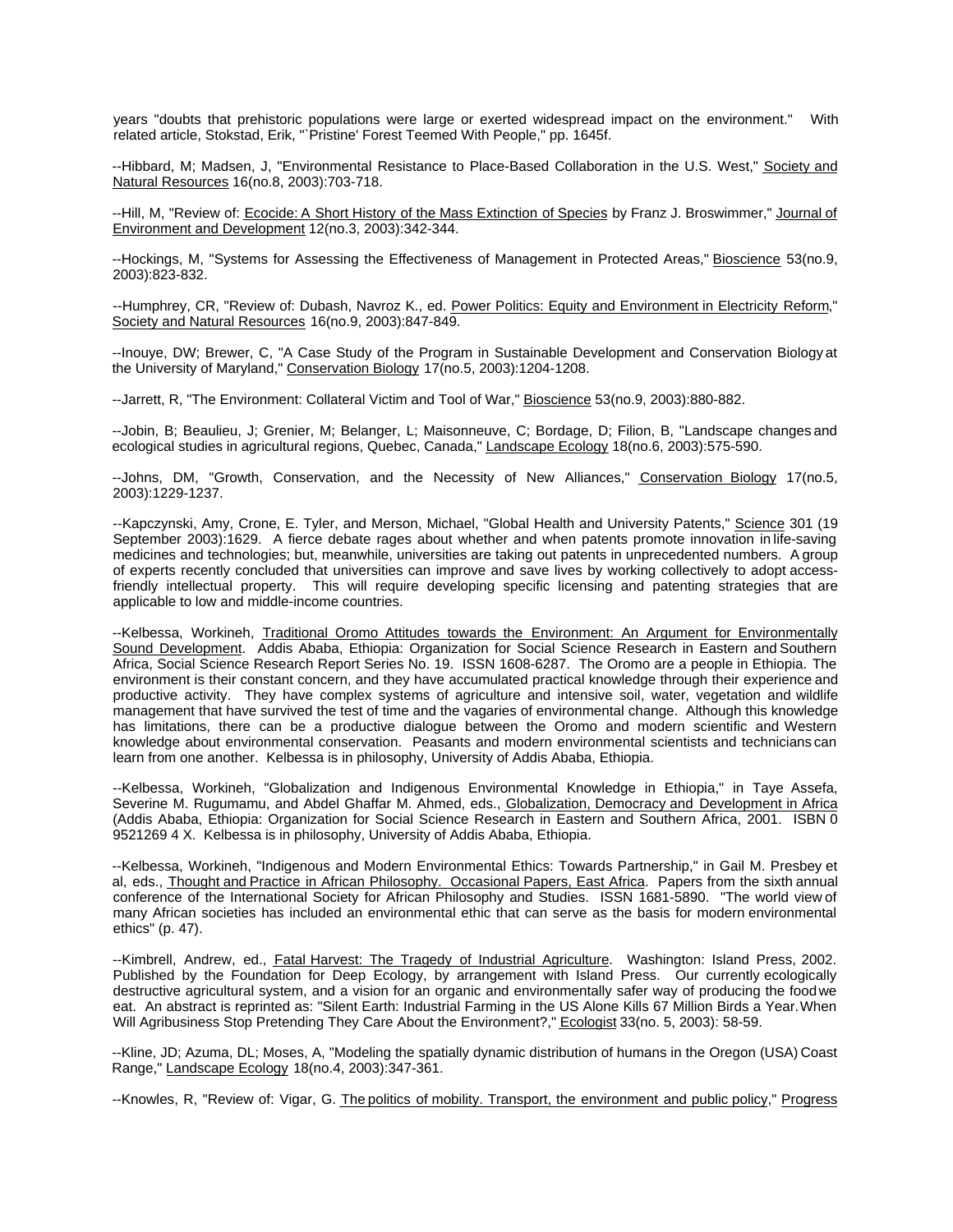years "doubts that prehistoric populations were large or exerted widespread impact on the environment." With related article, Stokstad, Erik, "`Pristine' Forest Teemed With People," pp. 1645f.

--Hibbard, M; Madsen, J, "Environmental Resistance to Place-Based Collaboration in the U.S. West," Society and Natural Resources 16(no.8, 2003):703-718.

--Hill, M, "Review of: Ecocide: A Short History of the Mass Extinction of Species by Franz J. Broswimmer," Journal of Environment and Development 12(no.3, 2003):342-344.

--Hockings, M, "Systems for Assessing the Effectiveness of Management in Protected Areas," Bioscience 53(no.9, 2003):823-832.

--Humphrey, CR, "Review of: Dubash, Navroz K., ed. Power Politics: Equity and Environment in Electricity Reform," Society and Natural Resources 16(no.9, 2003):847-849.

--Inouye, DW; Brewer, C, "A Case Study of the Program in Sustainable Development and Conservation Biology at the University of Maryland," Conservation Biology 17(no.5, 2003):1204-1208.

--Jarrett, R, "The Environment: Collateral Victim and Tool of War," Bioscience 53(no.9, 2003):880-882.

--Jobin, B; Beaulieu, J; Grenier, M; Belanger, L; Maisonneuve, C; Bordage, D; Filion, B, "Landscape changes and ecological studies in agricultural regions, Quebec, Canada," Landscape Ecology 18(no.6, 2003):575-590.

--Johns, DM, "Growth, Conservation, and the Necessity of New Alliances," Conservation Biology 17(no.5, 2003):1229-1237.

--Kapczynski, Amy, Crone, E. Tyler, and Merson, Michael, "Global Health and University Patents," Science 301 (19 September 2003):1629. A fierce debate rages about whether and when patents promote innovation in life-saving medicines and technologies; but, meanwhile, universities are taking out patents in unprecedented numbers. A group of experts recently concluded that universities can improve and save lives by working collectively to adopt access-friendly intellectual property. This will require developing specific licensing and patenting strategies that are applicable to low and middle-income countries.

--Kelbessa, Workineh, Traditional Oromo Attitudes towards the Environment: An Argument for Environmentally Sound Development. Addis Ababa, Ethiopia: Organization for Social Science Research in Eastern and Southern Africa, Social Science Research Report Series No. 19. ISSN 1608-6287. The Oromo are a people in Ethiopia. The environment is their constant concern, and they have accumulated practical knowledge through their experience and productive activity. They have complex systems of agriculture and intensive soil, water, vegetation and wildlife management that have survived the test of time and the vagaries of environmental change. Although this knowledge has limitations, there can be a productive dialogue between the Oromo and modern scientific and Western knowledge about environmental conservation. Peasants and modern environmental scientists and technicians can learn from one another. Kelbessa is in philosophy, University of Addis Ababa, Ethiopia.

--Kelbessa, Workineh, "Globalization and Indigenous Environmental Knowledge in Ethiopia," in Taye Assefa, Severine M. Rugumamu, and Abdel Ghaffar M. Ahmed, eds., Globalization, Democracy and Development in Africa (Addis Ababa, Ethiopia: Organization for Social Science Research in Eastern and Southern Africa, 2001. ISBN 0 9521269 4 X. Kelbessa is in philosophy, University of Addis Ababa, Ethiopia.

--Kelbessa, Workineh, "Indigenous and Modern Environmental Ethics: Towards Partnership," in Gail M. Presbey et al, eds., Thought and Practice in African Philosophy. Occasional Papers, East Africa. Papers from the sixth annual conference of the International Society for African Philosophy and Studies. ISSN 1681-5890. "The world view of many African societies has included an environmental ethic that can serve as the basis for modern environmental ethics" (p. 47).

--Kimbrell, Andrew, ed., Fatal Harvest: The Tragedy of Industrial Agriculture. Washington: Island Press, 2002. Published by the Foundation for Deep Ecology, by arrangement with Island Press. Our currently ecologically destructive agricultural system, and a vision for an organic and environmentally safer way of producing the food we eat. An abstract is reprinted as: "Silent Earth: Industrial Farming in the US Alone Kills 67 Million Birds a Year. When Will Agribusiness Stop Pretending They Care About the Environment?," Ecologist 33(no. 5, 2003): 58-59.

--Kline, JD; Azuma, DL; Moses, A, "Modeling the spatially dynamic distribution of humans in the Oregon (USA) Coast Range," Landscape Ecology 18(no.4, 2003):347-361.

--Knowles, R, "Review of: Vigar, G. The politics of mobility. Transport, the environment and public policy," Progress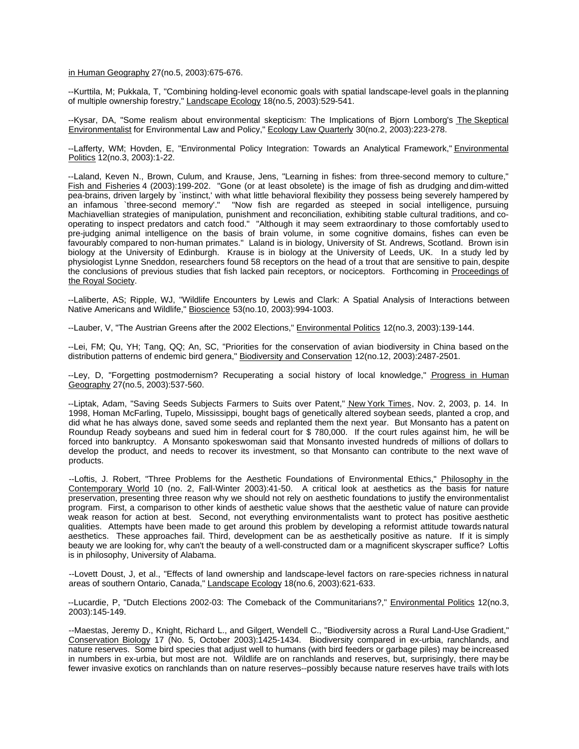in Human Geography 27(no.5, 2003):675-676.

--Kurttila, M; Pukkala, T, "Combining holding-level economic goals with spatial landscape-level goals in the planning of multiple ownership forestry," Landscape Ecology 18(no.5, 2003):529-541.

--Kysar, DA, "Some realism about environmental skepticism: The Implications of Bjorn Lomborg's The Skeptical Environmentalist for Environmental Law and Policy," Ecology Law Quarterly 30(no.2, 2003):223-278.

--Lafferty, WM; Hovden, E, "Environmental Policy Integration: Towards an Analytical Framework," Environmental Politics 12(no.3, 2003):1-22.

--Laland, Keven N., Brown, Culum, and Krause, Jens, "Learning in fishes: from three-second memory to culture," Fish and Fisheries 4 (2003):199-202. "Gone (or at least obsolete) is the image of fish as drudging and dim-witted pea-brains, driven largely by `instinct,' with what little behavioral flexibility they possess being severely hampered by an infamous `three-second memory'." "Now fish are regarded as steeped in social intelligence, pursuing Machiavellian strategies of manipulation, punishment and reconciliation, exhibiting stable cultural traditions, and co-operating to inspect predators and catch food." "Although it may seem extraordinary to those comfortably used to pre-judging animal intelligence on the basis of brain volume, in some cognitive domains, fishes can even be favourably compared to non-human primates." Laland is in biology, University of St. Andrews, Scotland. Brown is in biology at the University of Edinburgh. Krause is in biology at the University of Leeds, UK. In a study led by physiologist Lynne Sneddon, researchers found 58 receptors on the head of a trout that are sensitive to pain, despite the conclusions of previous studies that fish lacked pain receptors, or nociceptors. Forthcoming in Proceedings of the Royal Society.

--Laliberte, AS; Ripple, WJ, "Wildlife Encounters by Lewis and Clark: A Spatial Analysis of Interactions between Native Americans and Wildlife," Bioscience 53(no.10, 2003):994-1003.

--Lauber, V, "The Austrian Greens after the 2002 Elections," Environmental Politics 12(no.3, 2003):139-144.

--Lei, FM; Qu, YH; Tang, QQ; An, SC, "Priorities for the conservation of avian biodiversity in China based on the distribution patterns of endemic bird genera," Biodiversity and Conservation 12(no.12, 2003):2487-2501.

--Ley, D, "Forgetting postmodernism? Recuperating a social history of local knowledge," Progress in Human Geography 27(no.5, 2003):537-560.

--Liptak, Adam, "Saving Seeds Subjects Farmers to Suits over Patent," New York Times, Nov. 2, 2003, p. 14. In 1998, Homan McFarling, Tupelo, Mississippi, bought bags of genetically altered soybean seeds, planted a crop, and did what he has always done, saved some seeds and replanted them the next year. But Monsanto has a patent on Roundup Ready soybeans and sued him in federal court for $ 780,000. If the court rules against him, he will be forced into bankruptcy. A Monsanto spokeswoman said that Monsanto invested hundreds of millions of dollars to develop the product, and needs to recover its investment, so that Monsanto can contribute to the next wave of products.

--Loftis, J. Robert, "Three Problems for the Aesthetic Foundations of Environmental Ethics," Philosophy in the Contemporary World 10 (no. 2, Fall-Winter 2003):41-50. A critical look at aesthetics as the basis for nature preservation, presenting three reason why we should not rely on aesthetic foundations to justify the environmentalist program. First, a comparison to other kinds of aesthetic value shows that the aesthetic value of nature can provide weak reason for action at best. Second, not everything environmentalists want to protect has positive aesthetic qualities. Attempts have been made to get around this problem by developing a reformist attitude towards natural aesthetics. These approaches fail. Third, development can be as aesthetically positive as nature. If it is simply beauty we are looking for, why can't the beauty of a well-constructed dam or a magnificent skyscraper suffice? Loftis is in philosophy, University of Alabama.

--Lovett Doust, J, et al., "Effects of land ownership and landscape-level factors on rare-species richness in natural areas of southern Ontario, Canada," Landscape Ecology 18(no.6, 2003):621-633.

--Lucardie, P, "Dutch Elections 2002-03: The Comeback of the Communitarians?," Environmental Politics 12(no.3, 2003):145-149.

--Maestas, Jeremy D., Knight, Richard L., and Gilgert, Wendell C., "Biodiversity across a Rural Land-Use Gradient," Conservation Biology 17 (No. 5, October 2003):1425-1434. Biodiversity compared in ex-urbia, ranchlands, and nature reserves. Some bird species that adjust well to humans (with bird feeders or garbage piles) may be increased in numbers in ex-urbia, but most are not. Wildlife are on ranchlands and reserves, but, surprisingly, there may be fewer invasive exotics on ranchlands than on nature reserves--possibly because nature reserves have trails with lots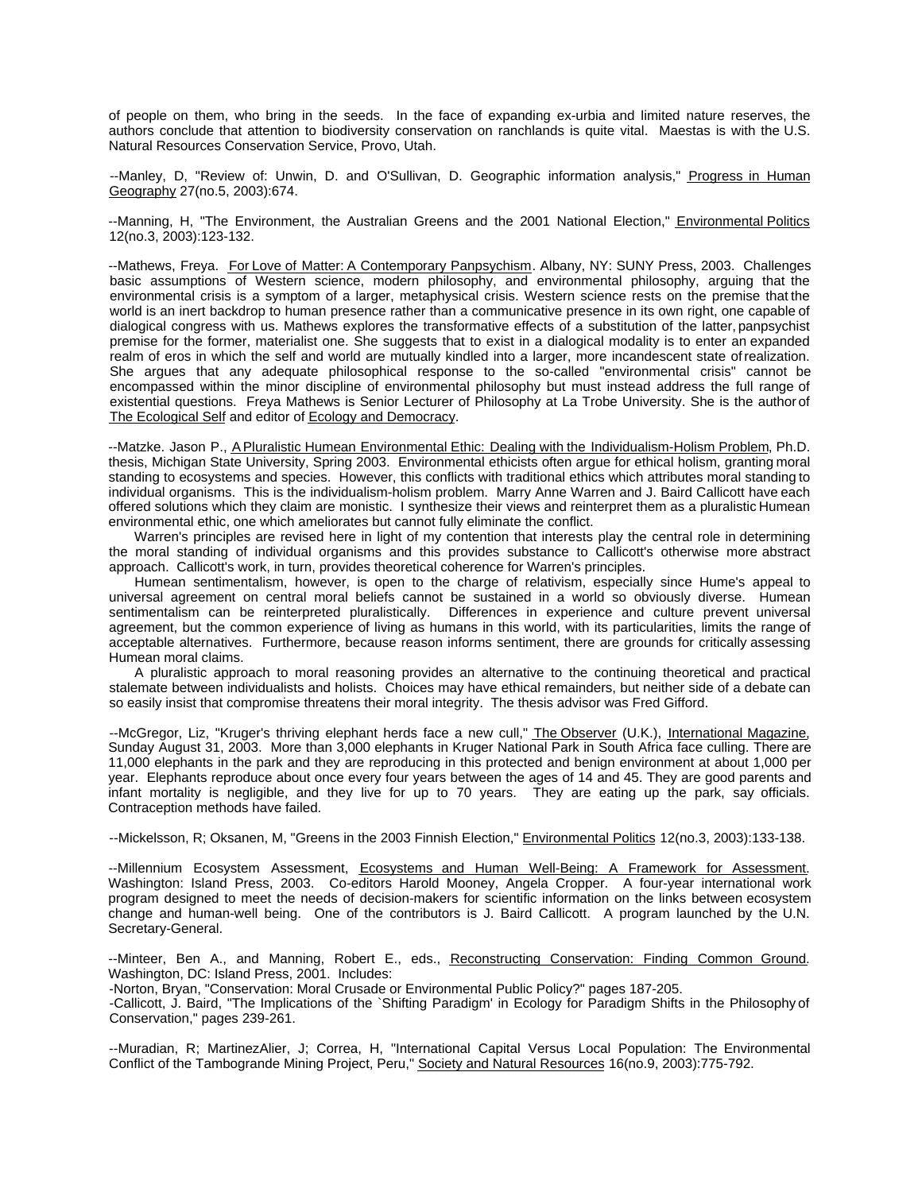of people on them, who bring in the seeds. In the face of expanding ex-urbia and limited nature reserves, the authors conclude that attention to biodiversity conservation on ranchlands is quite vital. Maestas is with the U.S. Natural Resources Conservation Service, Provo, Utah.

--Manley, D, "Review of: Unwin, D. and O'Sullivan, D. Geographic information analysis," Progress in Human Geography 27(no.5, 2003):674.

--Manning, H, "The Environment, the Australian Greens and the 2001 National Election," Environmental Politics 12(no.3, 2003):123-132.

--Mathews, Freya. For Love of Matter: A Contemporary Panpsychism. Albany, NY: SUNY Press, 2003. Challenges basic assumptions of Western science, modern philosophy, and environmental philosophy, arguing that the environmental crisis is a symptom of a larger, metaphysical crisis. Western science rests on the premise that the world is an inert backdrop to human presence rather than a communicative presence in its own right, one capable of dialogical congress with us. Mathews explores the transformative effects of a substitution of the latter, panpsychist premise for the former, materialist one. She suggests that to exist in a dialogical modality is to enter an expanded realm of eros in which the self and world are mutually kindled into a larger, more incandescent state of realization. She argues that any adequate philosophical response to the so-called "environmental crisis" cannot be encompassed within the minor discipline of environmental philosophy but must instead address the full range of existential questions. Freya Mathews is Senior Lecturer of Philosophy at La Trobe University. She is the author of The Ecological Self and editor of Ecology and Democracy.

--Matzke. Jason P., A Pluralistic Humean Environmental Ethic: Dealing with the Individualism-Holism Problem, Ph.D. thesis, Michigan State University, Spring 2003. Environmental ethicists often argue for ethical holism, granting moral standing to ecosystems and species. However, this conflicts with traditional ethics which attributes moral standing to individual organisms. This is the individualism-holism problem. Marry Anne Warren and J. Baird Callicott have each offered solutions which they claim are monistic. I synthesize their views and reinterpret them as a pluralistic Humean environmental ethic, one which ameliorates but cannot fully eliminate the conflict.

Warren's principles are revised here in light of my contention that interests play the central role in determining the moral standing of individual organisms and this provides substance to Callicott's otherwise more abstract approach. Callicott's work, in turn, provides theoretical coherence for Warren's principles.

Humean sentimentalism, however, is open to the charge of relativism, especially since Hume's appeal to universal agreement on central moral beliefs cannot be sustained in a world so obviously diverse. Humean sentimentalism can be reinterpreted pluralistically. Differences in experience and culture prevent universal agreement, but the common experience of living as humans in this world, with its particularities, limits the range of acceptable alternatives. Furthermore, because reason informs sentiment, there are grounds for critically assessing Humean moral claims.

A pluralistic approach to moral reasoning provides an alternative to the continuing theoretical and practical stalemate between individualists and holists. Choices may have ethical remainders, but neither side of a debate can so easily insist that compromise threatens their moral integrity. The thesis advisor was Fred Gifford.

--McGregor, Liz, "Kruger's thriving elephant herds face a new cull," The Observer (U.K.), International Magazine, Sunday August 31, 2003. More than 3,000 elephants in Kruger National Park in South Africa face culling. There are 11,000 elephants in the park and they are reproducing in this protected and benign environment at about 1,000 per year. Elephants reproduce about once every four years between the ages of 14 and 45. They are good parents and infant mortality is negligible, and they live for up to 70 years. They are eating up the park, say officials. Contraception methods have failed.

--Mickelsson, R; Oksanen, M, "Greens in the 2003 Finnish Election," Environmental Politics 12(no.3, 2003):133-138.

--Millennium Ecosystem Assessment, Ecosystems and Human Well-Being: A Framework for Assessment. Washington: Island Press, 2003. Co-editors Harold Mooney, Angela Cropper. A four-year international work program designed to meet the needs of decision-makers for scientific information on the links between ecosystem change and human-well being. One of the contributors is J. Baird Callicott. A program launched by the U.N. Secretary-General.

--Minteer, Ben A., and Manning, Robert E., eds., Reconstructing Conservation: Finding Common Ground. Washington, DC: Island Press, 2001. Includes:

-Norton, Bryan, "Conservation: Moral Crusade or Environmental Public Policy?" pages 187-205.

-Callicott, J. Baird, "The Implications of the `Shifting Paradigm' in Ecology for Paradigm Shifts in the Philosophy of Conservation," pages 239-261.

--Muradian, R; MartinezAlier, J; Correa, H, "International Capital Versus Local Population: The Environmental Conflict of the Tambogrande Mining Project, Peru," Society and Natural Resources 16(no.9, 2003):775-792.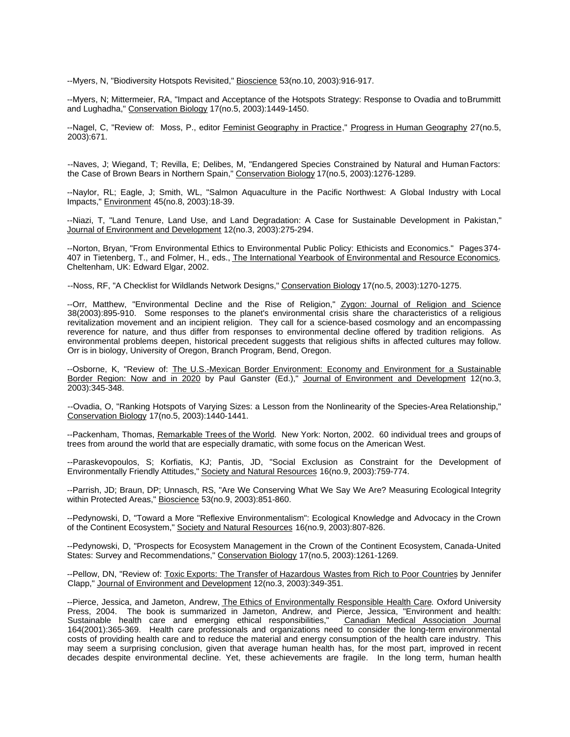--Myers, N, "Biodiversity Hotspots Revisited," Bioscience 53(no.10, 2003):916-917.

--Myers, N; Mittermeier, RA, "Impact and Acceptance of the Hotspots Strategy: Response to Ovadia and to Brummitt and Lughadha," Conservation Biology 17(no.5, 2003):1449-1450.

--Nagel, C, "Review of: Moss, P., editor Feminist Geography in Practice," Progress in Human Geography 27(no.5, 2003):671.

--Naves, J; Wiegand, T; Revilla, E; Delibes, M, "Endangered Species Constrained by Natural and Human Factors: the Case of Brown Bears in Northern Spain," Conservation Biology 17(no.5, 2003):1276-1289.

--Naylor, RL; Eagle, J; Smith, WL, "Salmon Aquaculture in the Pacific Northwest: A Global Industry with Local Impacts," Environment 45(no.8, 2003):18-39.

--Niazi, T, "Land Tenure, Land Use, and Land Degradation: A Case for Sustainable Development in Pakistan," Journal of Environment and Development 12(no.3, 2003):275-294.

--Norton, Bryan, "From Environmental Ethics to Environmental Public Policy: Ethicists and Economics." Pages 374-407 in Tietenberg, T., and Folmer, H., eds., The International Yearbook of Environmental and Resource Economics. Cheltenham, UK: Edward Elgar, 2002.

--Noss, RF, "A Checklist for Wildlands Network Designs," Conservation Biology 17(no.5, 2003):1270-1275.

--Orr, Matthew, "Environmental Decline and the Rise of Religion," Zygon: Journal of Religion and Science 38(2003):895-910. Some responses to the planet's environmental crisis share the characteristics of a religious revitalization movement and an incipient religion. They call for a science-based cosmology and an encompassing reverence for nature, and thus differ from responses to environmental decline offered by tradition religions. As environmental problems deepen, historical precedent suggests that religious shifts in affected cultures may follow. Orr is in biology, University of Oregon, Branch Program, Bend, Oregon.

--Osborne, K, "Review of: The U.S.-Mexican Border Environment: Economy and Environment for a Sustainable Border Region: Now and in 2020 by Paul Ganster (Ed.)," Journal of Environment and Development 12(no.3, 2003):345-348.

--Ovadia, O, "Ranking Hotspots of Varying Sizes: a Lesson from the Nonlinearity of the Species-Area Relationship," Conservation Biology 17(no.5, 2003):1440-1441.

--Packenham, Thomas, Remarkable Trees of the World. New York: Norton, 2002. 60 individual trees and groups of trees from around the world that are especially dramatic, with some focus on the American West.

--Paraskevopoulos, S; Korfiatis, KJ; Pantis, JD, "Social Exclusion as Constraint for the Development of Environmentally Friendly Attitudes," Society and Natural Resources 16(no.9, 2003):759-774.

--Parrish, JD; Braun, DP; Unnasch, RS, "Are We Conserving What We Say We Are? Measuring Ecological Integrity within Protected Areas," Bioscience 53(no.9, 2003):851-860.

--Pedynowski, D, "Toward a More "Reflexive Environmentalism": Ecological Knowledge and Advocacy in the Crown of the Continent Ecosystem," Society and Natural Resources 16(no.9, 2003):807-826.

--Pedynowski, D, "Prospects for Ecosystem Management in the Crown of the Continent Ecosystem, Canada-United States: Survey and Recommendations," Conservation Biology 17(no.5, 2003):1261-1269.

--Pellow, DN, "Review of: Toxic Exports: The Transfer of Hazardous Wastes from Rich to Poor Countries by Jennifer Clapp," Journal of Environment and Development 12(no.3, 2003):349-351.

--Pierce, Jessica, and Jameton, Andrew, The Ethics of Environmentally Responsible Health Care. Oxford University Press, 2004. The book is summarized in Jameton, Andrew, and Pierce, Jessica, "Environment and health: Sustainable health care and emerging ethical responsibilities," Canadian Medical Association Journal 164(2001):365-369. Health care professionals and organizations need to consider the long-term environmental costs of providing health care and to reduce the material and energy consumption of the health care industry. This may seem a surprising conclusion, given that average human health has, for the most part, improved in recent decades despite environmental decline. Yet, these achievements are fragile. In the long term, human health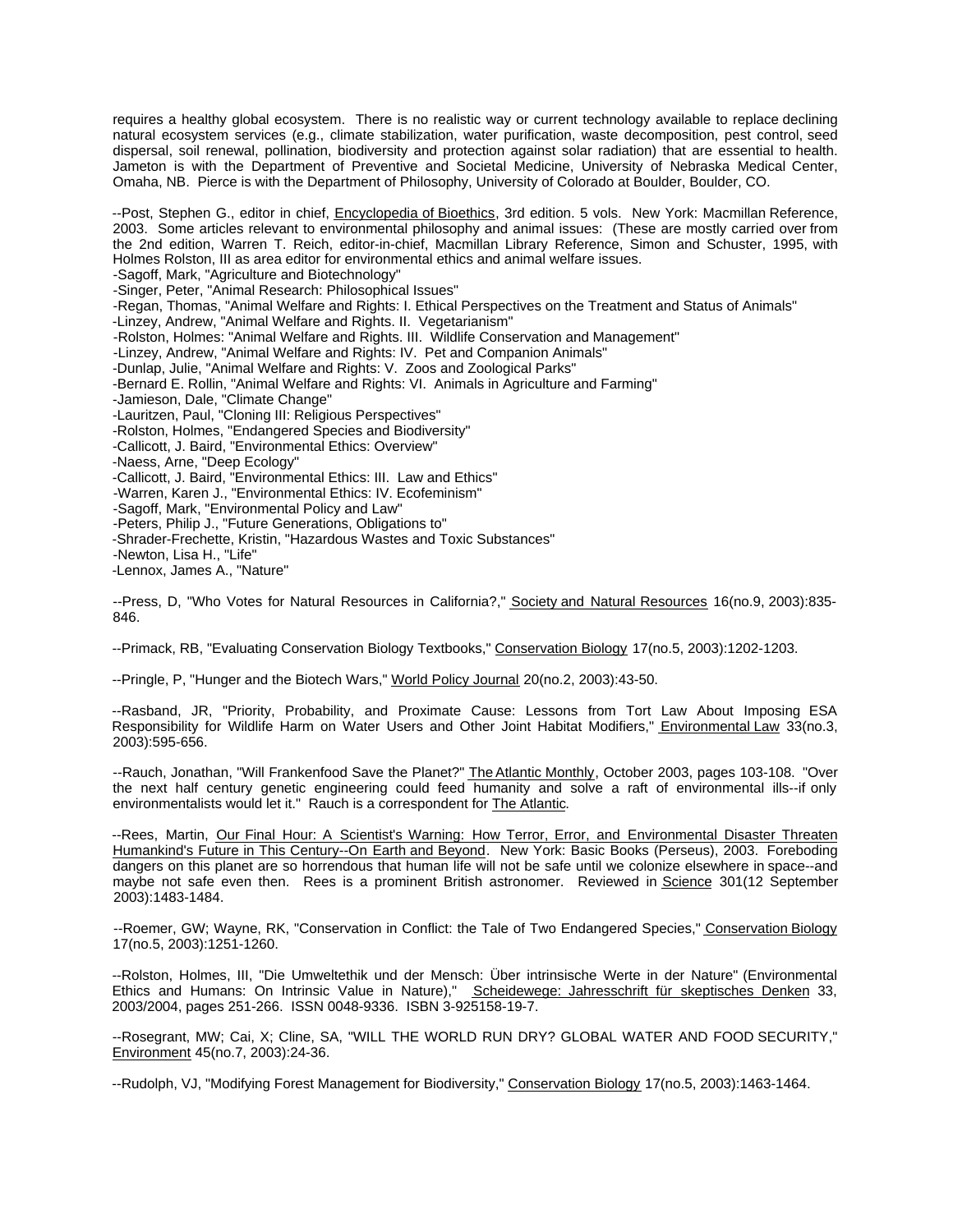requires a healthy global ecosystem. There is no realistic way or current technology available to replace declining natural ecosystem services (e.g., climate stabilization, water purification, waste decomposition, pest control, seed dispersal, soil renewal, pollination, biodiversity and protection against solar radiation) that are essential to health. Jameton is with the Department of Preventive and Societal Medicine, University of Nebraska Medical Center, Omaha, NB. Pierce is with the Department of Philosophy, University of Colorado at Boulder, Boulder, CO.

--Post, Stephen G., editor in chief, Encyclopedia of Bioethics, 3rd edition. 5 vols. New York: Macmillan Reference, 2003. Some articles relevant to environmental philosophy and animal issues: (These are mostly carried over from the 2nd edition, Warren T. Reich, editor-in-chief, Macmillan Library Reference, Simon and Schuster, 1995, with Holmes Rolston, III as area editor for environmental ethics and animal welfare issues.

-Sagoff, Mark, "Agriculture and Biotechnology"
-Singer, Peter, "Animal Research: Philosophical Issues"
-Regan, Thomas, "Animal Welfare and Rights: I. Ethical Perspectives on the Treatment and Status of Animals"
-Linzey, Andrew, "Animal Welfare and Rights. II. Vegetarianism"
-Rolston, Holmes: "Animal Welfare and Rights. III. Wildlife Conservation and Management"
-Linzey, Andrew, "Animal Welfare and Rights: IV. Pet and Companion Animals"
-Dunlap, Julie, "Animal Welfare and Rights: V. Zoos and Zoological Parks"
-Bernard E. Rollin, "Animal Welfare and Rights: VI. Animals in Agriculture and Farming"
-Jamieson, Dale, "Climate Change"
-Lauritzen, Paul, "Cloning III: Religious Perspectives"
-Rolston, Holmes, "Endangered Species and Biodiversity"
-Callicott, J. Baird, "Environmental Ethics: Overview"
-Naess, Arne, "Deep Ecology"
-Callicott, J. Baird, "Environmental Ethics: III. Law and Ethics"
-Warren, Karen J., "Environmental Ethics: IV. Ecofeminism"
-Sagoff, Mark, "Environmental Policy and Law"
-Peters, Philip J., "Future Generations, Obligations to"
-Shrader-Frechette, Kristin, "Hazardous Wastes and Toxic Substances"
-Newton, Lisa H., "Life"
-Lennox, James A., "Nature"

--Press, D, "Who Votes for Natural Resources in California?," Society and Natural Resources 16(no.9, 2003):835-846.

--Primack, RB, "Evaluating Conservation Biology Textbooks," Conservation Biology 17(no.5, 2003):1202-1203.

--Pringle, P, "Hunger and the Biotech Wars," World Policy Journal 20(no.2, 2003):43-50.

--Rasband, JR, "Priority, Probability, and Proximate Cause: Lessons from Tort Law About Imposing ESA Responsibility for Wildlife Harm on Water Users and Other Joint Habitat Modifiers," Environmental Law 33(no.3, 2003):595-656.

--Rauch, Jonathan, "Will Frankenfood Save the Planet?" The Atlantic Monthly, October 2003, pages 103-108. "Over the next half century genetic engineering could feed humanity and solve a raft of environmental ills--if only environmentalists would let it." Rauch is a correspondent for The Atlantic.

--Rees, Martin, Our Final Hour: A Scientist's Warning: How Terror, Error, and Environmental Disaster Threaten Humankind's Future in This Century--On Earth and Beyond. New York: Basic Books (Perseus), 2003. Foreboding dangers on this planet are so horrendous that human life will not be safe until we colonize elsewhere in space--and maybe not safe even then. Rees is a prominent British astronomer. Reviewed in Science 301(12 September 2003):1483-1484.

--Roemer, GW; Wayne, RK, "Conservation in Conflict: the Tale of Two Endangered Species," Conservation Biology 17(no.5, 2003):1251-1260.

--Rolston, Holmes, III, "Die Umweltethik und der Mensch: Über intrinsische Werte in der Nature" (Environmental Ethics and Humans: On Intrinsic Value in Nature)," Scheidewege: Jahresschrift für skeptisches Denken 33, 2003/2004, pages 251-266. ISSN 0048-9336. ISBN 3-925158-19-7.

--Rosegrant, MW; Cai, X; Cline, SA, "WILL THE WORLD RUN DRY? GLOBAL WATER AND FOOD SECURITY," Environment 45(no.7, 2003):24-36.

--Rudolph, VJ, "Modifying Forest Management for Biodiversity," Conservation Biology 17(no.5, 2003):1463-1464.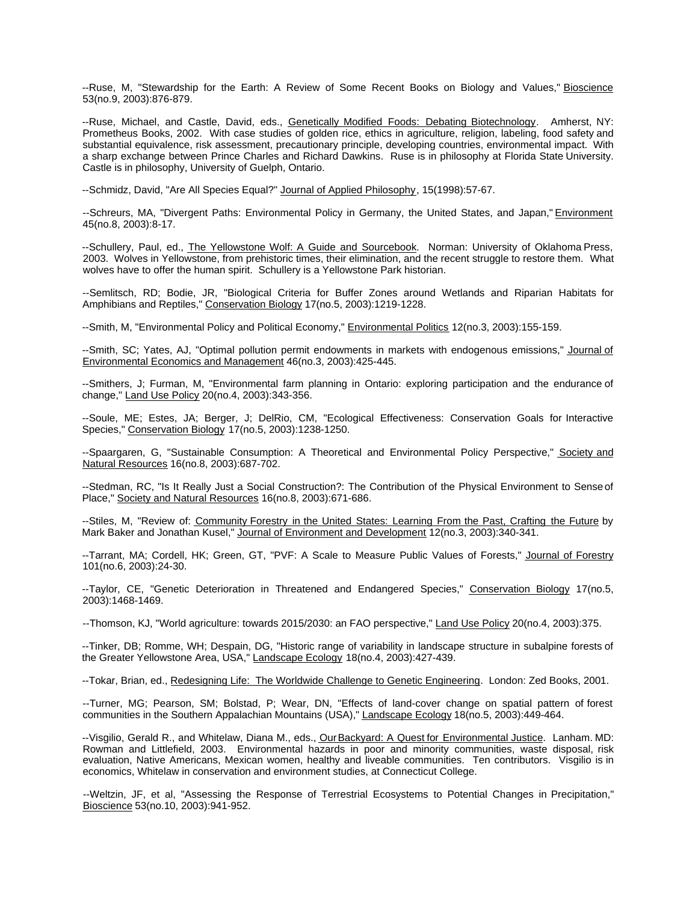--Ruse, M, "Stewardship for the Earth: A Review of Some Recent Books on Biology and Values," Bioscience 53(no.9, 2003):876-879.

--Ruse, Michael, and Castle, David, eds., Genetically Modified Foods: Debating Biotechnology. Amherst, NY: Prometheus Books, 2002. With case studies of golden rice, ethics in agriculture, religion, labeling, food safety and substantial equivalence, risk assessment, precautionary principle, developing countries, environmental impact. With a sharp exchange between Prince Charles and Richard Dawkins. Ruse is in philosophy at Florida State University. Castle is in philosophy, University of Guelph, Ontario.

--Schmidz, David, "Are All Species Equal?" Journal of Applied Philosophy, 15(1998):57-67.

--Schreurs, MA, "Divergent Paths: Environmental Policy in Germany, the United States, and Japan," Environment 45(no.8, 2003):8-17.

--Schullery, Paul, ed., The Yellowstone Wolf: A Guide and Sourcebook. Norman: University of Oklahoma Press, 2003. Wolves in Yellowstone, from prehistoric times, their elimination, and the recent struggle to restore them. What wolves have to offer the human spirit. Schullery is a Yellowstone Park historian.

--Semlitsch, RD; Bodie, JR, "Biological Criteria for Buffer Zones around Wetlands and Riparian Habitats for Amphibians and Reptiles," Conservation Biology 17(no.5, 2003):1219-1228.

--Smith, M, "Environmental Policy and Political Economy," Environmental Politics 12(no.3, 2003):155-159.

--Smith, SC; Yates, AJ, "Optimal pollution permit endowments in markets with endogenous emissions," Journal of Environmental Economics and Management 46(no.3, 2003):425-445.

--Smithers, J; Furman, M, "Environmental farm planning in Ontario: exploring participation and the endurance of change," Land Use Policy 20(no.4, 2003):343-356.

--Soule, ME; Estes, JA; Berger, J; DelRio, CM, "Ecological Effectiveness: Conservation Goals for Interactive Species," Conservation Biology 17(no.5, 2003):1238-1250.

--Spaargaren, G, "Sustainable Consumption: A Theoretical and Environmental Policy Perspective," Society and Natural Resources 16(no.8, 2003):687-702.

--Stedman, RC, "Is It Really Just a Social Construction?: The Contribution of the Physical Environment to Sense of Place," Society and Natural Resources 16(no.8, 2003):671-686.

--Stiles, M, "Review of: Community Forestry in the United States: Learning From the Past, Crafting the Future by Mark Baker and Jonathan Kusel," Journal of Environment and Development 12(no.3, 2003):340-341.

--Tarrant, MA; Cordell, HK; Green, GT, "PVF: A Scale to Measure Public Values of Forests," Journal of Forestry 101(no.6, 2003):24-30.

--Taylor, CE, "Genetic Deterioration in Threatened and Endangered Species," Conservation Biology 17(no.5, 2003):1468-1469.

--Thomson, KJ, "World agriculture: towards 2015/2030: an FAO perspective," Land Use Policy 20(no.4, 2003):375.

--Tinker, DB; Romme, WH; Despain, DG, "Historic range of variability in landscape structure in subalpine forests of the Greater Yellowstone Area, USA," Landscape Ecology 18(no.4, 2003):427-439.

--Tokar, Brian, ed., Redesigning Life: The Worldwide Challenge to Genetic Engineering. London: Zed Books, 2001.

--Turner, MG; Pearson, SM; Bolstad, P; Wear, DN, "Effects of land-cover change on spatial pattern of forest communities in the Southern Appalachian Mountains (USA)," Landscape Ecology 18(no.5, 2003):449-464.

--Visgilio, Gerald R., and Whitelaw, Diana M., eds., Our Backyard: A Quest for Environmental Justice. Lanham. MD: Rowman and Littlefield, 2003. Environmental hazards in poor and minority communities, waste disposal, risk evaluation, Native Americans, Mexican women, healthy and liveable communities. Ten contributors. Visgilio is in economics, Whitelaw in conservation and environment studies, at Connecticut College.

--Weltzin, JF, et al, "Assessing the Response of Terrestrial Ecosystems to Potential Changes in Precipitation," Bioscience 53(no.10, 2003):941-952.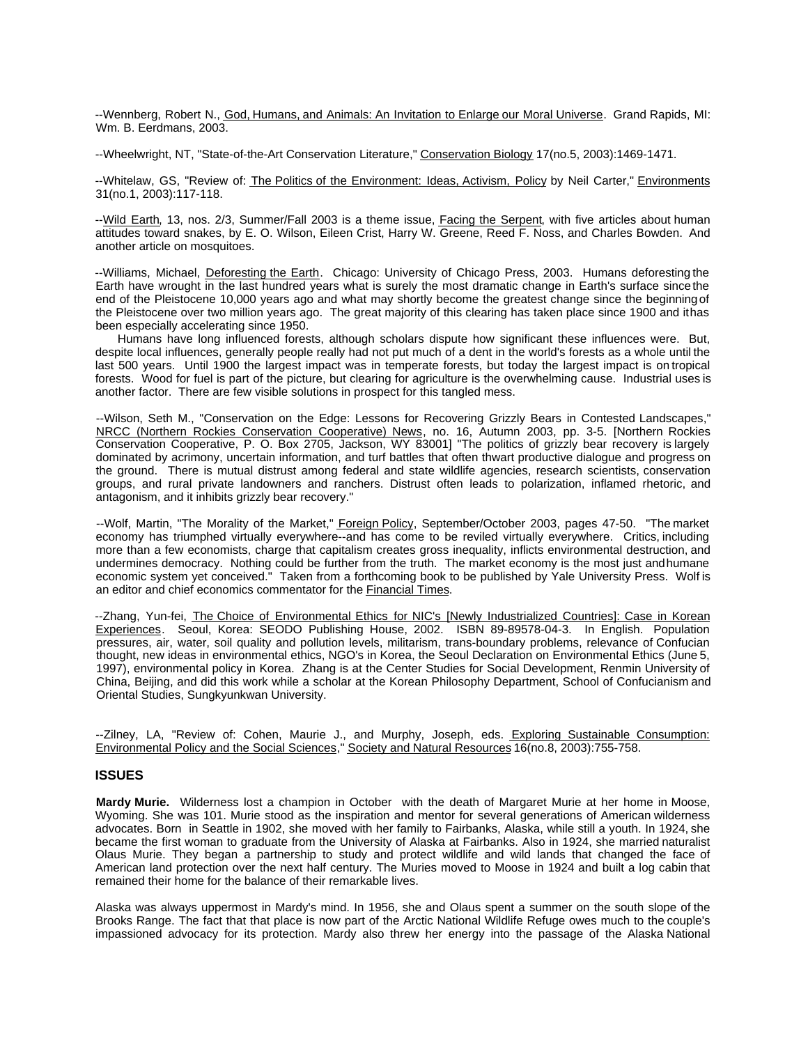--Wennberg, Robert N., God, Humans, and Animals: An Invitation to Enlarge our Moral Universe. Grand Rapids, MI: Wm. B. Eerdmans, 2003.

--Wheelwright, NT, "State-of-the-Art Conservation Literature," Conservation Biology 17(no.5, 2003):1469-1471.

--Whitelaw, GS, "Review of: The Politics of the Environment: Ideas, Activism, Policy by Neil Carter," Environments 31(no.1, 2003):117-118.

--Wild Earth, 13, nos. 2/3, Summer/Fall 2003 is a theme issue, Facing the Serpent, with five articles about human attitudes toward snakes, by E. O. Wilson, Eileen Crist, Harry W. Greene, Reed F. Noss, and Charles Bowden. And another article on mosquitoes.

--Williams, Michael, Deforesting the Earth. Chicago: University of Chicago Press, 2003. Humans deforesting the Earth have wrought in the last hundred years what is surely the most dramatic change in Earth's surface since the end of the Pleistocene 10,000 years ago and what may shortly become the greatest change since the beginning of the Pleistocene over two million years ago. The great majority of this clearing has taken place since 1900 and it has been especially accelerating since 1950.

Humans have long influenced forests, although scholars dispute how significant these influences were. But, despite local influences, generally people really had not put much of a dent in the world's forests as a whole until the last 500 years. Until 1900 the largest impact was in temperate forests, but today the largest impact is on tropical forests. Wood for fuel is part of the picture, but clearing for agriculture is the overwhelming cause. Industrial uses is another factor. There are few visible solutions in prospect for this tangled mess.

--Wilson, Seth M., "Conservation on the Edge: Lessons for Recovering Grizzly Bears in Contested Landscapes," NRCC (Northern Rockies Conservation Cooperative) News, no. 16, Autumn 2003, pp. 3-5. [Northern Rockies Conservation Cooperative, P. O. Box 2705, Jackson, WY 83001] "The politics of grizzly bear recovery is largely dominated by acrimony, uncertain information, and turf battles that often thwart productive dialogue and progress on the ground. There is mutual distrust among federal and state wildlife agencies, research scientists, conservation groups, and rural private landowners and ranchers. Distrust often leads to polarization, inflamed rhetoric, and antagonism, and it inhibits grizzly bear recovery."

--Wolf, Martin, "The Morality of the Market," Foreign Policy, September/October 2003, pages 47-50. "The market economy has triumphed virtually everywhere--and has come to be reviled virtually everywhere. Critics, including more than a few economists, charge that capitalism creates gross inequality, inflicts environmental destruction, and undermines democracy. Nothing could be further from the truth. The market economy is the most just and humane economic system yet conceived." Taken from a forthcoming book to be published by Yale University Press. Wolf is an editor and chief economics commentator for the Financial Times.

--Zhang, Yun-fei, The Choice of Environmental Ethics for NIC's [Newly Industrialized Countries]: Case in Korean Experiences. Seoul, Korea: SEODO Publishing House, 2002. ISBN 89-89578-04-3. In English. Population pressures, air, water, soil quality and pollution levels, militarism, trans-boundary problems, relevance of Confucian thought, new ideas in environmental ethics, NGO's in Korea, the Seoul Declaration on Environmental Ethics (June 5, 1997), environmental policy in Korea. Zhang is at the Center Studies for Social Development, Renmin University of China, Beijing, and did this work while a scholar at the Korean Philosophy Department, School of Confucianism and Oriental Studies, Sungkyunkwan University.

--Zilney, LA, "Review of: Cohen, Maurie J., and Murphy, Joseph, eds. Exploring Sustainable Consumption: Environmental Policy and the Social Sciences," Society and Natural Resources 16(no.8, 2003):755-758.

## ISSUES

**Mardy Murie.** Wilderness lost a champion in October with the death of Margaret Murie at her home in Moose, Wyoming. She was 101. Murie stood as the inspiration and mentor for several generations of American wilderness advocates. Born in Seattle in 1902, she moved with her family to Fairbanks, Alaska, while still a youth. In 1924, she became the first woman to graduate from the University of Alaska at Fairbanks. Also in 1924, she married naturalist Olaus Murie. They began a partnership to study and protect wildlife and wild lands that changed the face of American land protection over the next half century. The Muries moved to Moose in 1924 and built a log cabin that remained their home for the balance of their remarkable lives.

Alaska was always uppermost in Mardy's mind. In 1956, she and Olaus spent a summer on the south slope of the Brooks Range. The fact that that place is now part of the Arctic National Wildlife Refuge owes much to the couple's impassioned advocacy for its protection. Mardy also threw her energy into the passage of the Alaska National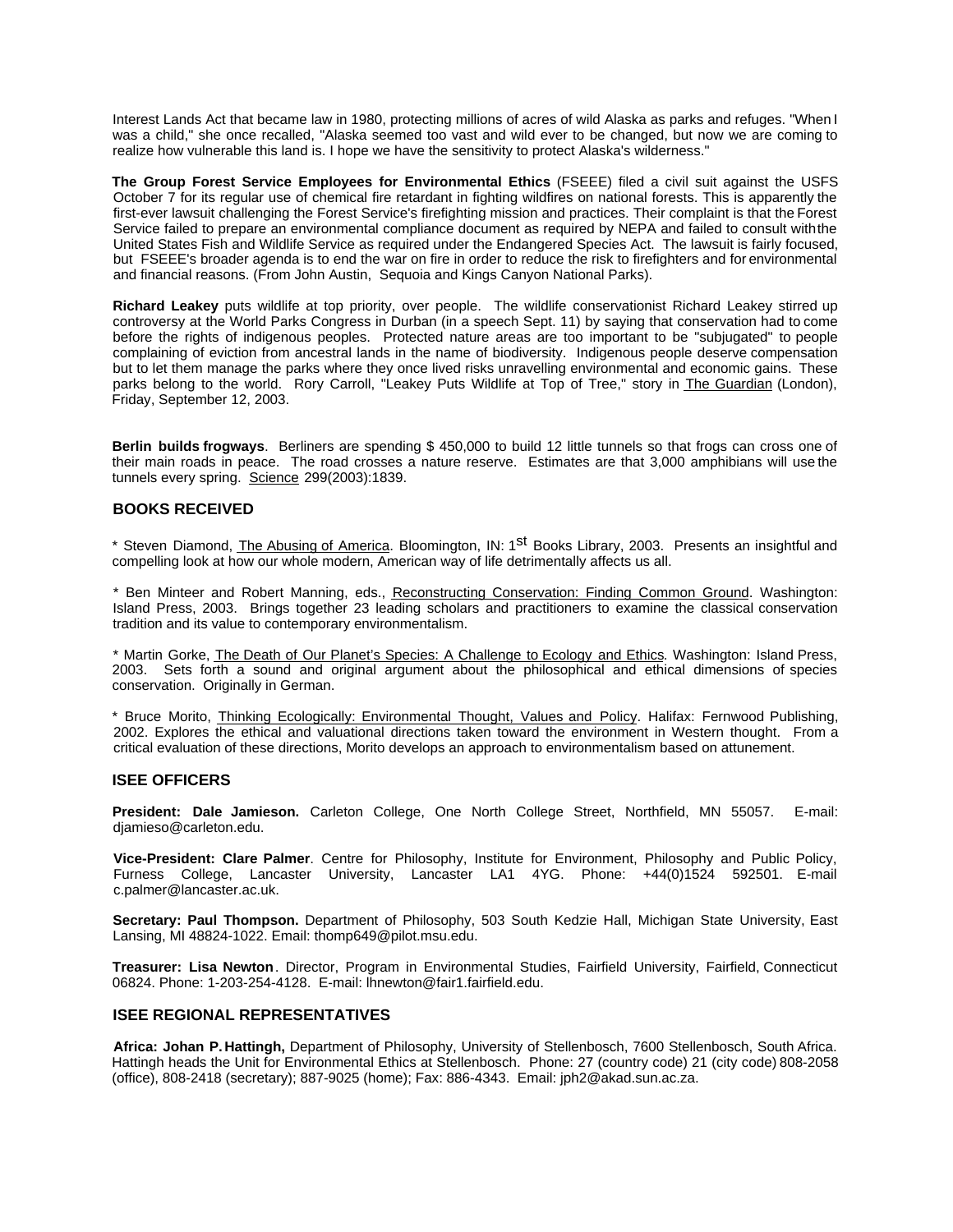Interest Lands Act that became law in 1980, protecting millions of acres of wild Alaska as parks and refuges. "When I was a child," she once recalled, "Alaska seemed too vast and wild ever to be changed, but now we are coming to realize how vulnerable this land is. I hope we have the sensitivity to protect Alaska's wilderness."

**The Group Forest Service Employees for Environmental Ethics** (FSEEE) filed a civil suit against the USFS October 7 for its regular use of chemical fire retardant in fighting wildfires on national forests. This is apparently the first-ever lawsuit challenging the Forest Service's firefighting mission and practices. Their complaint is that the Forest Service failed to prepare an environmental compliance document as required by NEPA and failed to consult with the United States Fish and Wildlife Service as required under the Endangered Species Act. The lawsuit is fairly focused, but FSEEE's broader agenda is to end the war on fire in order to reduce the risk to firefighters and for environmental and financial reasons. (From John Austin, Sequoia and Kings Canyon National Parks).

**Richard Leakey** puts wildlife at top priority, over people. The wildlife conservationist Richard Leakey stirred up controversy at the World Parks Congress in Durban (in a speech Sept. 11) by saying that conservation had to come before the rights of indigenous peoples. Protected nature areas are too important to be "subjugated" to people complaining of eviction from ancestral lands in the name of biodiversity. Indigenous people deserve compensation but to let them manage the parks where they once lived risks unravelling environmental and economic gains. These parks belong to the world. Rory Carroll, "Leakey Puts Wildlife at Top of Tree," story in The Guardian (London), Friday, September 12, 2003.

**Berlin builds frogways**. Berliners are spending $ 450,000 to build 12 little tunnels so that frogs can cross one of their main roads in peace. The road crosses a nature reserve. Estimates are that 3,000 amphibians will use the tunnels every spring. Science 299(2003):1839.

## BOOKS RECEIVED

* Steven Diamond, The Abusing of America. Bloomington, IN: 1st Books Library, 2003. Presents an insightful and compelling look at how our whole modern, American way of life detrimentally affects us all.

* Ben Minteer and Robert Manning, eds., Reconstructing Conservation: Finding Common Ground. Washington: Island Press, 2003. Brings together 23 leading scholars and practitioners to examine the classical conservation tradition and its value to contemporary environmentalism.

* Martin Gorke, The Death of Our Planet's Species: A Challenge to Ecology and Ethics. Washington: Island Press, 2003. Sets forth a sound and original argument about the philosophical and ethical dimensions of species conservation. Originally in German.

* Bruce Morito, Thinking Ecologically: Environmental Thought, Values and Policy. Halifax: Fernwood Publishing, 2002. Explores the ethical and valuational directions taken toward the environment in Western thought. From a critical evaluation of these directions, Morito develops an approach to environmentalism based on attunement.

## ISEE OFFICERS

**President: Dale Jamieson.** Carleton College, One North College Street, Northfield, MN 55057. E-mail: djamieso@carleton.edu.

**Vice-President: Clare Palmer**. Centre for Philosophy, Institute for Environment, Philosophy and Public Policy, Furness College, Lancaster University, Lancaster LA1 4YG. Phone: +44(0)1524 592501. E-mail c.palmer@lancaster.ac.uk.

**Secretary: Paul Thompson.** Department of Philosophy, 503 South Kedzie Hall, Michigan State University, East Lansing, MI 48824-1022. Email: thomp649@pilot.msu.edu.

**Treasurer: Lisa Newton**. Director, Program in Environmental Studies, Fairfield University, Fairfield, Connecticut 06824. Phone: 1-203-254-4128. E-mail: lhnewton@fair1.fairfield.edu.

## ISEE REGIONAL REPRESENTATIVES

**Africa: Johan P. Hattingh,** Department of Philosophy, University of Stellenbosch, 7600 Stellenbosch, South Africa. Hattingh heads the Unit for Environmental Ethics at Stellenbosch. Phone: 27 (country code) 21 (city code) 808-2058 (office), 808-2418 (secretary); 887-9025 (home); Fax: 886-4343. Email: jph2@akad.sun.ac.za.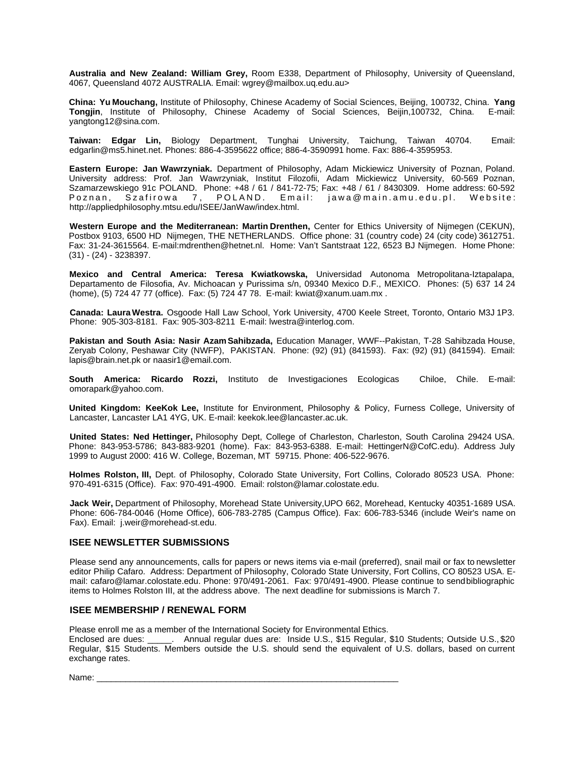**Australia and New Zealand: William Grey,** Room E338, Department of Philosophy, University of Queensland, 4067, Queensland 4072 AUSTRALIA. Email: wgrey@mailbox.uq.edu.au>

**China: Yu Mouchang,** Institute of Philosophy, Chinese Academy of Social Sciences, Beijing, 100732, China. **Yang Tongjin**, Institute of Philosophy, Chinese Academy of Social Sciences, Beijin,100732, China. E-mail: yangtong12@sina.com.

**Taiwan: Edgar Lin,** Biology Department, Tunghai University, Taichung, Taiwan 40704. Email: edgarlin@ms5.hinet.net. Phones: 886-4-3595622 office; 886-4-3590991 home. Fax: 886-4-3595953.

**Eastern Europe: Jan Wawrzyniak.** Department of Philosophy, Adam Mickiewicz University of Poznan, Poland. University address: Prof. Jan Wawrzyniak, Institut Filozofii, Adam Mickiewicz University, 60-569 Poznan, Szamarzewskiego 91c POLAND. Phone: +48 / 61 / 841-72-75; Fax: +48 / 61 / 8430309. Home address: 60-592 Poznan, Szafirowa 7, POLAND. Email: jawa@main.amu.edu.pl. Website: http://appliedphilosophy.mtsu.edu/ISEE/JanWaw/index.html.

**Western Europe and the Mediterranean: Martin Drenthen,** Center for Ethics University of Nijmegen (CEKUN), Postbox 9103, 6500 HD Nijmegen, THE NETHERLANDS. Office phone: 31 (country code) 24 (city code) 3612751. Fax: 31-24-3615564. E-mail:mdrenthen@hetnet.nl. Home: Van't Santstraat 122, 6523 BJ Nijmegen. Home Phone: (31) - (24) - 3238397.

**Mexico and Central America: Teresa Kwiatkowska,** Universidad Autonoma Metropolitana-Iztapalapa, Departamento de Filosofia, Av. Michoacan y Purissima s/n, 09340 Mexico D.F., MEXICO. Phones: (5) 637 14 24 (home), (5) 724 47 77 (office). Fax: (5) 724 47 78. E-mail: kwiat@xanum.uam.mx .

**Canada: Laura Westra.** Osgoode Hall Law School, York University, 4700 Keele Street, Toronto, Ontario M3J 1P3. Phone: 905-303-8181. Fax: 905-303-8211 E-mail: lwestra@interlog.com.

**Pakistan and South Asia: Nasir Azam Sahibzada,** Education Manager, WWF--Pakistan, T-28 Sahibzada House, Zeryab Colony, Peshawar City (NWFP), PAKISTAN. Phone: (92) (91) (841593). Fax: (92) (91) (841594). Email: lapis@brain.net.pk or naasir1@email.com.

**South America: Ricardo Rozzi,** Instituto de Investigaciones Ecologicas Chiloe, Chile. E-mail: omorapark@yahoo.com.

**United Kingdom: KeeKok Lee,** Institute for Environment, Philosophy & Policy, Furness College, University of Lancaster, Lancaster LA1 4YG, UK. E-mail: keekok.lee@lancaster.ac.uk.

**United States: Ned Hettinger,** Philosophy Dept, College of Charleston, Charleston, South Carolina 29424 USA. Phone: 843-953-5786; 843-883-9201 (home). Fax: 843-953-6388. E-mail: HettingerN@CofC.edu). Address July 1999 to August 2000: 416 W. College, Bozeman, MT 59715. Phone: 406-522-9676.

**Holmes Rolston, III,** Dept. of Philosophy, Colorado State University, Fort Collins, Colorado 80523 USA. Phone: 970-491-6315 (Office). Fax: 970-491-4900. Email: rolston@lamar.colostate.edu.

**Jack Weir,** Department of Philosophy, Morehead State University,UPO 662, Morehead, Kentucky 40351-1689 USA. Phone: 606-784-0046 (Home Office), 606-783-2785 (Campus Office). Fax: 606-783-5346 (include Weir's name on Fax). Email: j.weir@morehead-st.edu.

## ISEE NEWSLETTER SUBMISSIONS

Please send any announcements, calls for papers or news items via e-mail (preferred), snail mail or fax to newsletter editor Philip Cafaro. Address: Department of Philosophy, Colorado State University, Fort Collins, CO 80523 USA. E-mail: cafaro@lamar.colostate.edu. Phone: 970/491-2061. Fax: 970/491-4900. Please continue to send bibliographic items to Holmes Rolston III, at the address above. The next deadline for submissions is March 7.

## ISEE MEMBERSHIP / RENEWAL FORM

Please enroll me as a member of the International Society for Environmental Ethics.
Enclosed are dues: _____. Annual regular dues are: Inside U.S., $15 Regular, $10 Students; Outside U.S., $20 Regular, $15 Students. Members outside the U.S. should send the equivalent of U.S. dollars, based on current exchange rates.

Name: ____________________________________________________________________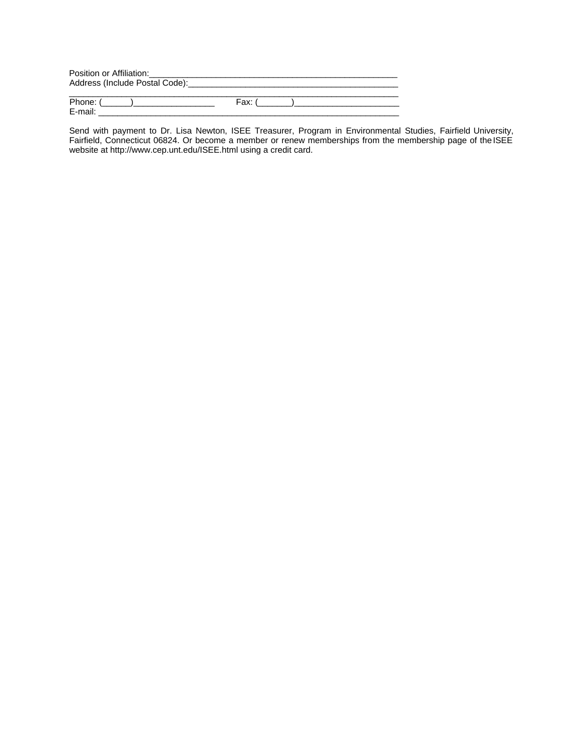Position or Affiliation:_____________________________________________________
Address (Include Postal Code):_______________________________________________
_____________________________________________________________________________
Phone: (______)_________________ Fax: (_______)______________________
E-mail: _____________________________________________________________________

Send with payment to Dr. Lisa Newton, ISEE Treasurer, Program in Environmental Studies, Fairfield University, Fairfield, Connecticut 06824. Or become a member or renew memberships from the membership page of the ISEE website at http://www.cep.unt.edu/ISEE.html using a credit card.